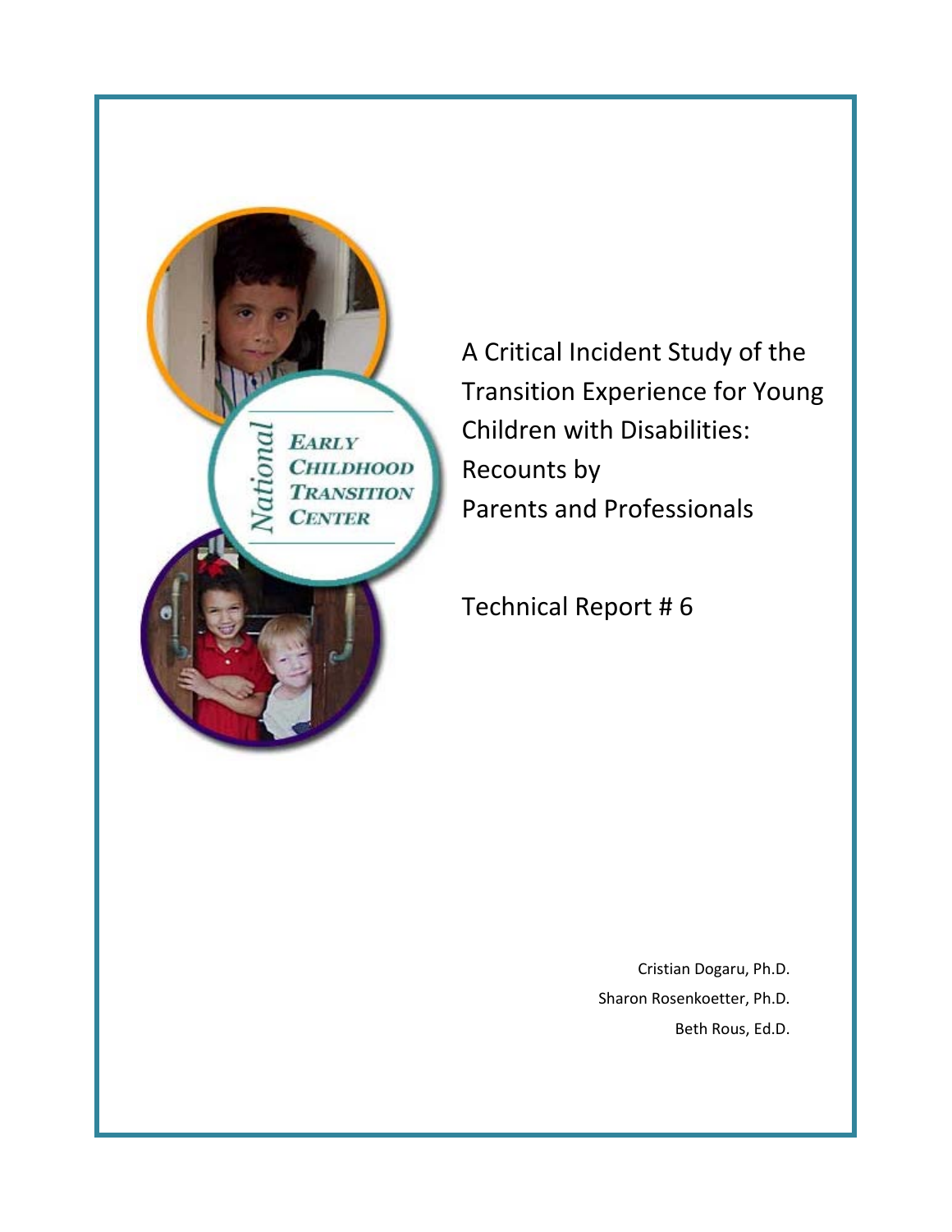National Early Childhood Transition Center

# A Critical Incident Study of the Transition Experience for Young Children with Disabilities: Recounts by Parents and Professionals

Technical Report # 6

Cristian Dogaru, Ph.D.

Sharon Rosenkoetter, Ph.D.

Beth Rous, Ed.D.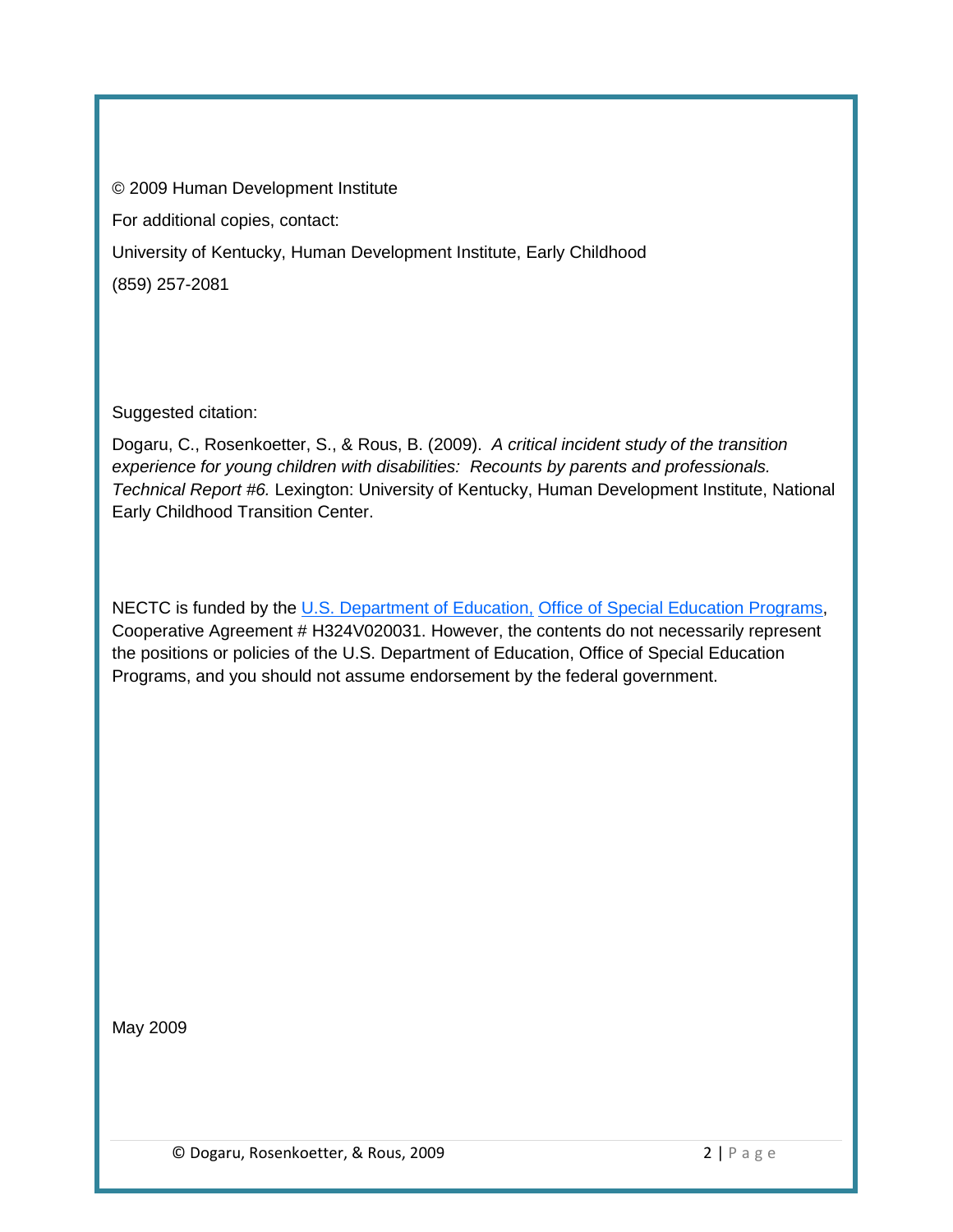© 2009 Human Development Institute

For additional copies, contact:

University of Kentucky, Human Development Institute, Early Childhood

(859) 257-2081

Suggested citation:

Dogaru, C., Rosenkoetter, S., & Rous, B. (2009). *A critical incident study of the transition experience for young children with disabilities: Recounts by parents and professionals. Technical Report #6.* Lexington: University of Kentucky, Human Development Institute, National Early Childhood Transition Center.

NECTC is funded by the U.S. Department of Education, Office of Special Education Programs, Cooperative Agreement # H324V020031. However, the contents do not necessarily represent the positions or policies of the U.S. Department of Education, Office of Special Education Programs, and you should not assume endorsement by the federal government.

May 2009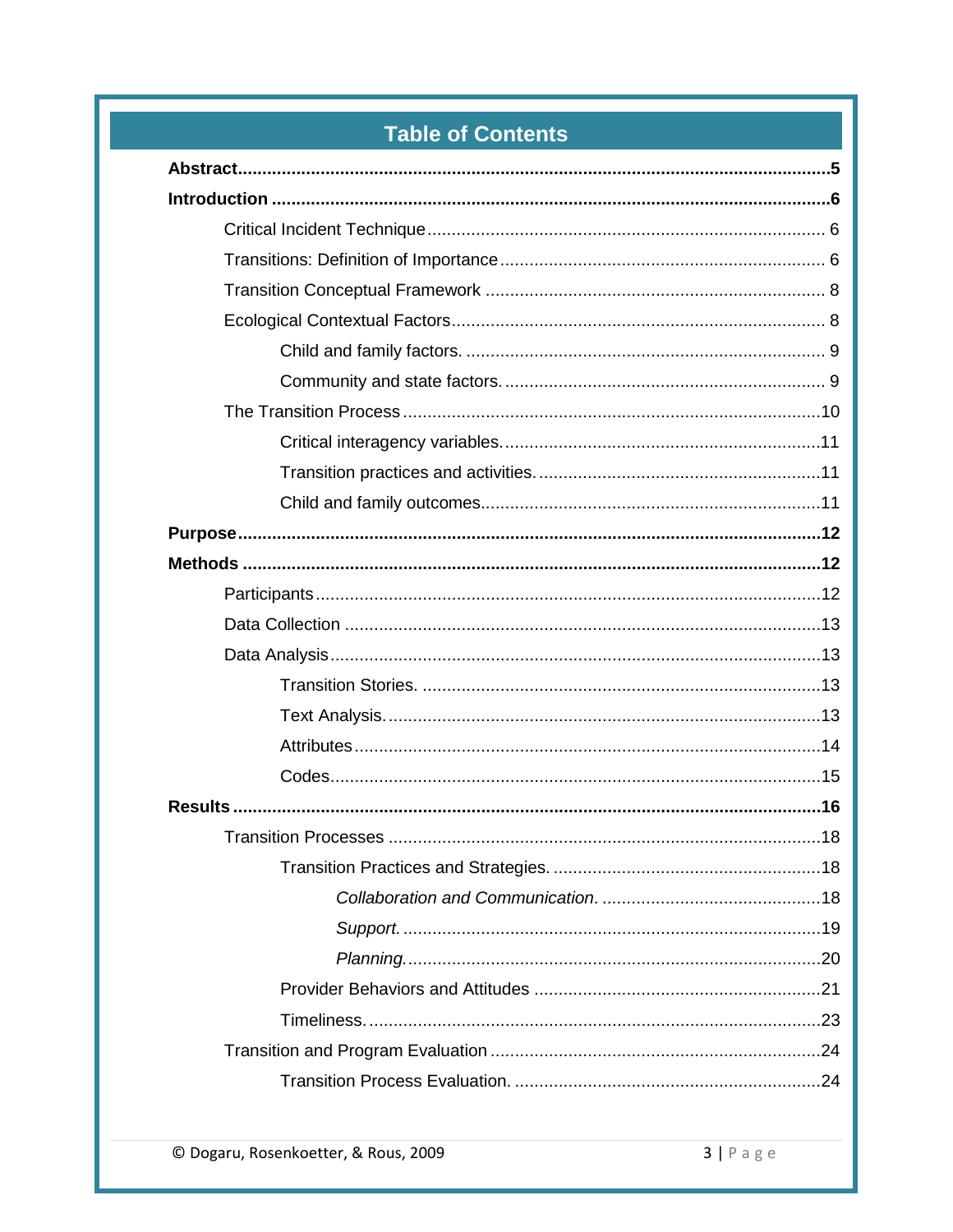## Table of Contents

**Abstract** .......... **5**

**Introduction** .......... **6**

- Critical Incident Technique .......... 6
- Transitions: Definition of Importance .......... 6
- Transition Conceptual Framework .......... 8
- Ecological Contextual Factors .......... 8
  - Child and family factors. .......... 9
  - Community and state factors. .......... 9
- The Transition Process .......... 10
  - Critical interagency variables. .......... 11
  - Transition practices and activities. .......... 11
  - Child and family outcomes .......... 11

**Purpose** .......... **12**

**Methods** .......... **12**

- Participants .......... 12
- Data Collection .......... 13
- Data Analysis .......... 13
  - Transition Stories. .......... 13
  - Text Analysis. .......... 13
  - Attributes .......... 14
  - Codes .......... 15

**Results** .......... **16**

- Transition Processes .......... 18
  - Transition Practices and Strategies. .......... 18
    - *Collaboration and Communication.* .......... 18
    - *Support.* .......... 19
    - *Planning.* .......... 20
  - Provider Behaviors and Attitudes .......... 21
  - Timeliness. .......... 23
- Transition and Program Evaluation .......... 24
  - Transition Process Evaluation. .......... 24

© Dogaru, Rosenkoetter, & Rous, 2009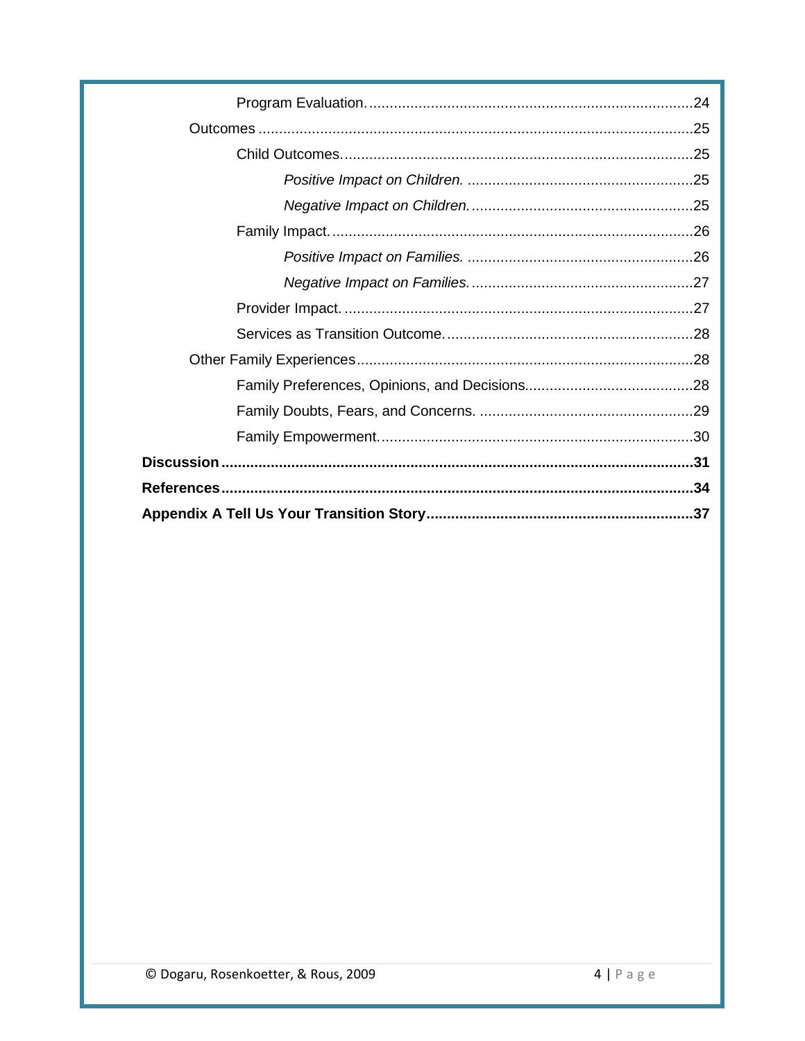Program Evaluation. ....................................................................................24

Outcomes .........................................................................................................25

Child Outcomes. ....................................................................................25

*Positive Impact on Children.* .....................................................25

*Negative Impact on Children.* ....................................................25

Family Impact. .........................................................................................26

*Positive Impact on Families.* .....................................................26

*Negative Impact on Families.* ....................................................27

Provider Impact. ......................................................................................27

Services as Transition Outcome. ...........................................................28

Other Family Experiences ...............................................................................28

Family Preferences, Opinions, and Decisions. .......................................28

Family Doubts, Fears, and Concerns. .....................................................29

Family Empowerment. ............................................................................30

**Discussion** ...................................................................................................**31**

**References** ..................................................................................................**34**

**Appendix A Tell Us Your Transition Story** ..............................................**37**

© Dogaru, Rosenkoetter, & Rous, 2009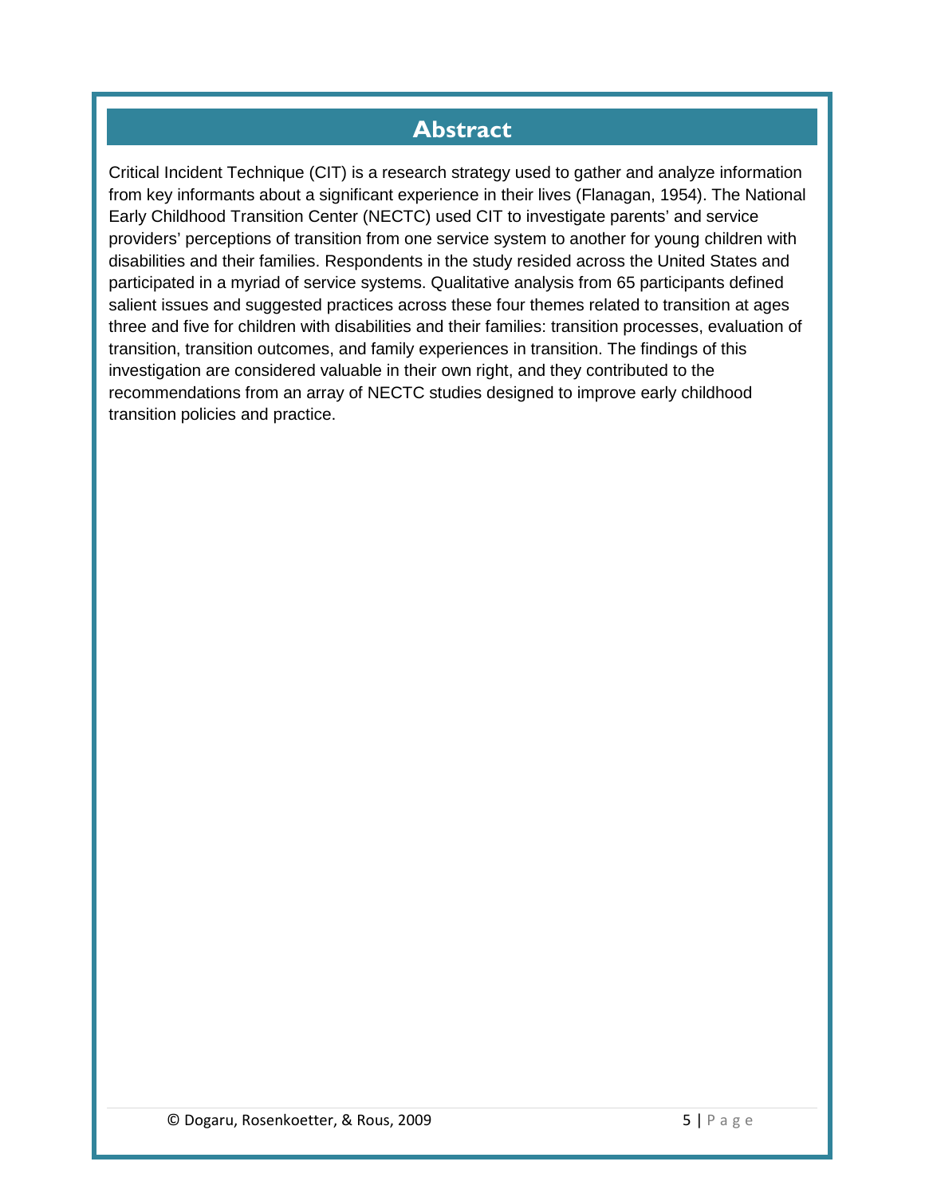# Abstract

Critical Incident Technique (CIT) is a research strategy used to gather and analyze information from key informants about a significant experience in their lives (Flanagan, 1954). The National Early Childhood Transition Center (NECTC) used CIT to investigate parents' and service providers' perceptions of transition from one service system to another for young children with disabilities and their families. Respondents in the study resided across the United States and participated in a myriad of service systems. Qualitative analysis from 65 participants defined salient issues and suggested practices across these four themes related to transition at ages three and five for children with disabilities and their families: transition processes, evaluation of transition, transition outcomes, and family experiences in transition. The findings of this investigation are considered valuable in their own right, and they contributed to the recommendations from an array of NECTC studies designed to improve early childhood transition policies and practice.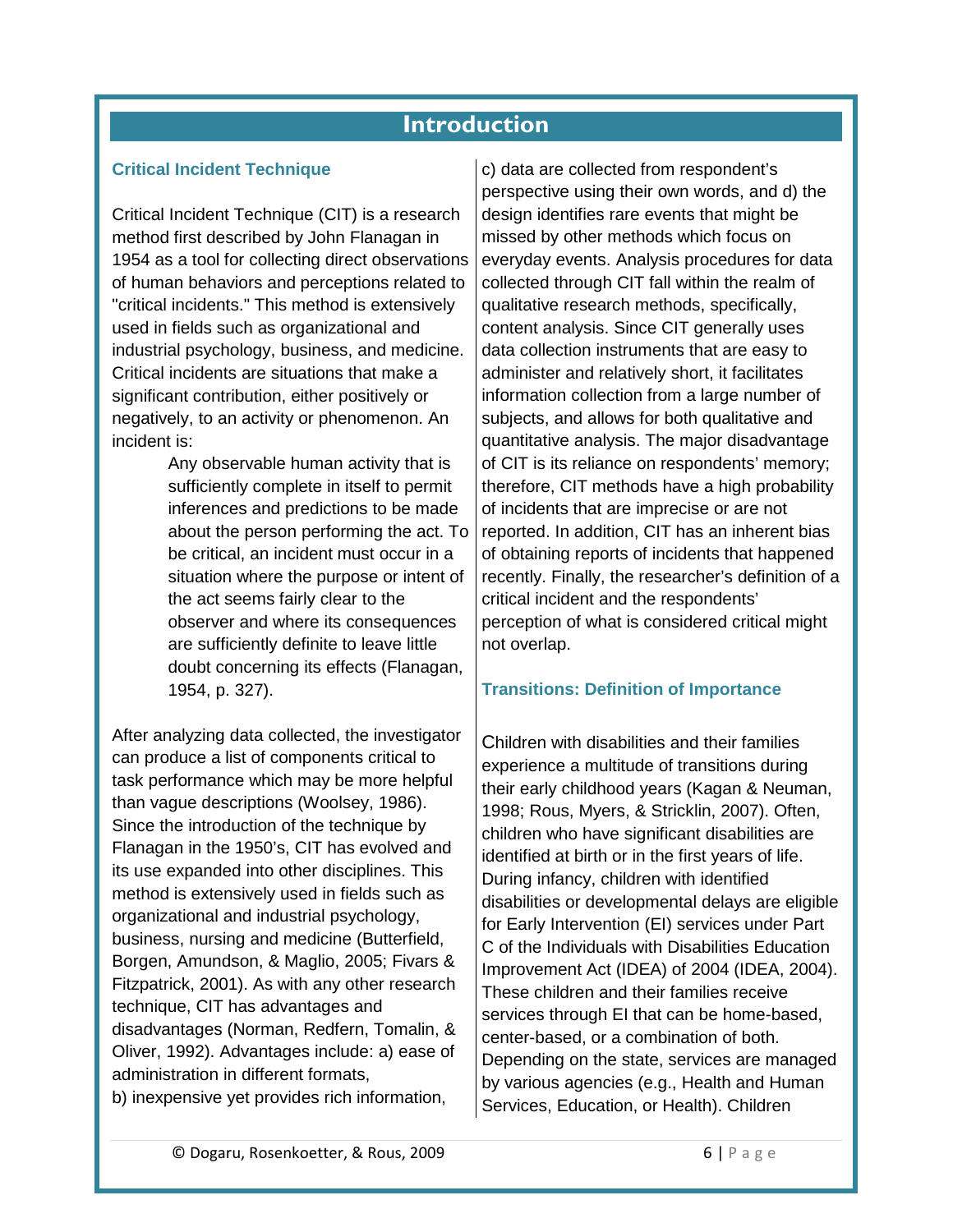# Introduction

## Critical Incident Technique

Critical Incident Technique (CIT) is a research method first described by John Flanagan in 1954 as a tool for collecting direct observations of human behaviors and perceptions related to "critical incidents." This method is extensively used in fields such as organizational and industrial psychology, business, and medicine. Critical incidents are situations that make a significant contribution, either positively or negatively, to an activity or phenomenon. An incident is:

> Any observable human activity that is sufficiently complete in itself to permit inferences and predictions to be made about the person performing the act. To be critical, an incident must occur in a situation where the purpose or intent of the act seems fairly clear to the observer and where its consequences are sufficiently definite to leave little doubt concerning its effects (Flanagan, 1954, p. 327).

After analyzing data collected, the investigator can produce a list of components critical to task performance which may be more helpful than vague descriptions (Woolsey, 1986). Since the introduction of the technique by Flanagan in the 1950's, CIT has evolved and its use expanded into other disciplines. This method is extensively used in fields such as organizational and industrial psychology, business, nursing and medicine (Butterfield, Borgen, Amundson, & Maglio, 2005; Fivars & Fitzpatrick, 2001). As with any other research technique, CIT has advantages and disadvantages (Norman, Redfern, Tomalin, & Oliver, 1992). Advantages include: a) ease of administration in different formats, b) inexpensive yet provides rich information, c) data are collected from respondent's perspective using their own words, and d) the design identifies rare events that might be missed by other methods which focus on everyday events. Analysis procedures for data collected through CIT fall within the realm of qualitative research methods, specifically, content analysis. Since CIT generally uses data collection instruments that are easy to administer and relatively short, it facilitates information collection from a large number of subjects, and allows for both qualitative and quantitative analysis. The major disadvantage of CIT is its reliance on respondents' memory; therefore, CIT methods have a high probability of incidents that are imprecise or are not reported. In addition, CIT has an inherent bias of obtaining reports of incidents that happened recently. Finally, the researcher's definition of a critical incident and the respondents' perception of what is considered critical might not overlap.

## Transitions: Definition of Importance

Children with disabilities and their families experience a multitude of transitions during their early childhood years (Kagan & Neuman, 1998; Rous, Myers, & Stricklin, 2007). Often, children who have significant disabilities are identified at birth or in the first years of life. During infancy, children with identified disabilities or developmental delays are eligible for Early Intervention (EI) services under Part C of the Individuals with Disabilities Education Improvement Act (IDEA) of 2004 (IDEA, 2004). These children and their families receive services through EI that can be home-based, center-based, or a combination of both. Depending on the state, services are managed by various agencies (e.g., Health and Human Services, Education, or Health). Children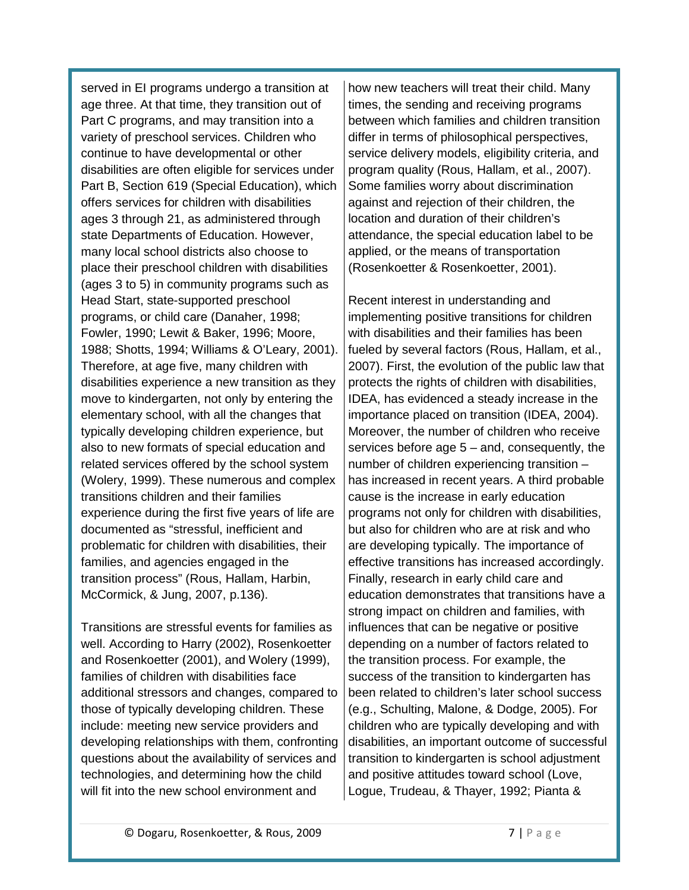served in EI programs undergo a transition at age three. At that time, they transition out of Part C programs, and may transition into a variety of preschool services. Children who continue to have developmental or other disabilities are often eligible for services under Part B, Section 619 (Special Education), which offers services for children with disabilities ages 3 through 21, as administered through state Departments of Education. However, many local school districts also choose to place their preschool children with disabilities (ages 3 to 5) in community programs such as Head Start, state-supported preschool programs, or child care (Danaher, 1998; Fowler, 1990; Lewit & Baker, 1996; Moore, 1988; Shotts, 1994; Williams & O'Leary, 2001). Therefore, at age five, many children with disabilities experience a new transition as they move to kindergarten, not only by entering the elementary school, with all the changes that typically developing children experience, but also to new formats of special education and related services offered by the school system (Wolery, 1999). These numerous and complex transitions children and their families experience during the first five years of life are documented as "stressful, inefficient and problematic for children with disabilities, their families, and agencies engaged in the transition process" (Rous, Hallam, Harbin, McCormick, & Jung, 2007, p.136).

Transitions are stressful events for families as well. According to Harry (2002), Rosenkoetter and Rosenkoetter (2001), and Wolery (1999), families of children with disabilities face additional stressors and changes, compared to those of typically developing children. These include: meeting new service providers and developing relationships with them, confronting questions about the availability of services and technologies, and determining how the child will fit into the new school environment and how new teachers will treat their child. Many times, the sending and receiving programs between which families and children transition differ in terms of philosophical perspectives, service delivery models, eligibility criteria, and program quality (Rous, Hallam, et al., 2007). Some families worry about discrimination against and rejection of their children, the location and duration of their children's attendance, the special education label to be applied, or the means of transportation (Rosenkoetter & Rosenkoetter, 2001).

Recent interest in understanding and implementing positive transitions for children with disabilities and their families has been fueled by several factors (Rous, Hallam, et al., 2007). First, the evolution of the public law that protects the rights of children with disabilities, IDEA, has evidenced a steady increase in the importance placed on transition (IDEA, 2004). Moreover, the number of children who receive services before age 5 – and, consequently, the number of children experiencing transition – has increased in recent years. A third probable cause is the increase in early education programs not only for children with disabilities, but also for children who are at risk and who are developing typically. The importance of effective transitions has increased accordingly. Finally, research in early child care and education demonstrates that transitions have a strong impact on children and families, with influences that can be negative or positive depending on a number of factors related to the transition process. For example, the success of the transition to kindergarten has been related to children's later school success (e.g., Schulting, Malone, & Dodge, 2005). For children who are typically developing and with disabilities, an important outcome of successful transition to kindergarten is school adjustment and positive attitudes toward school (Love, Logue, Trudeau, & Thayer, 1992; Pianta &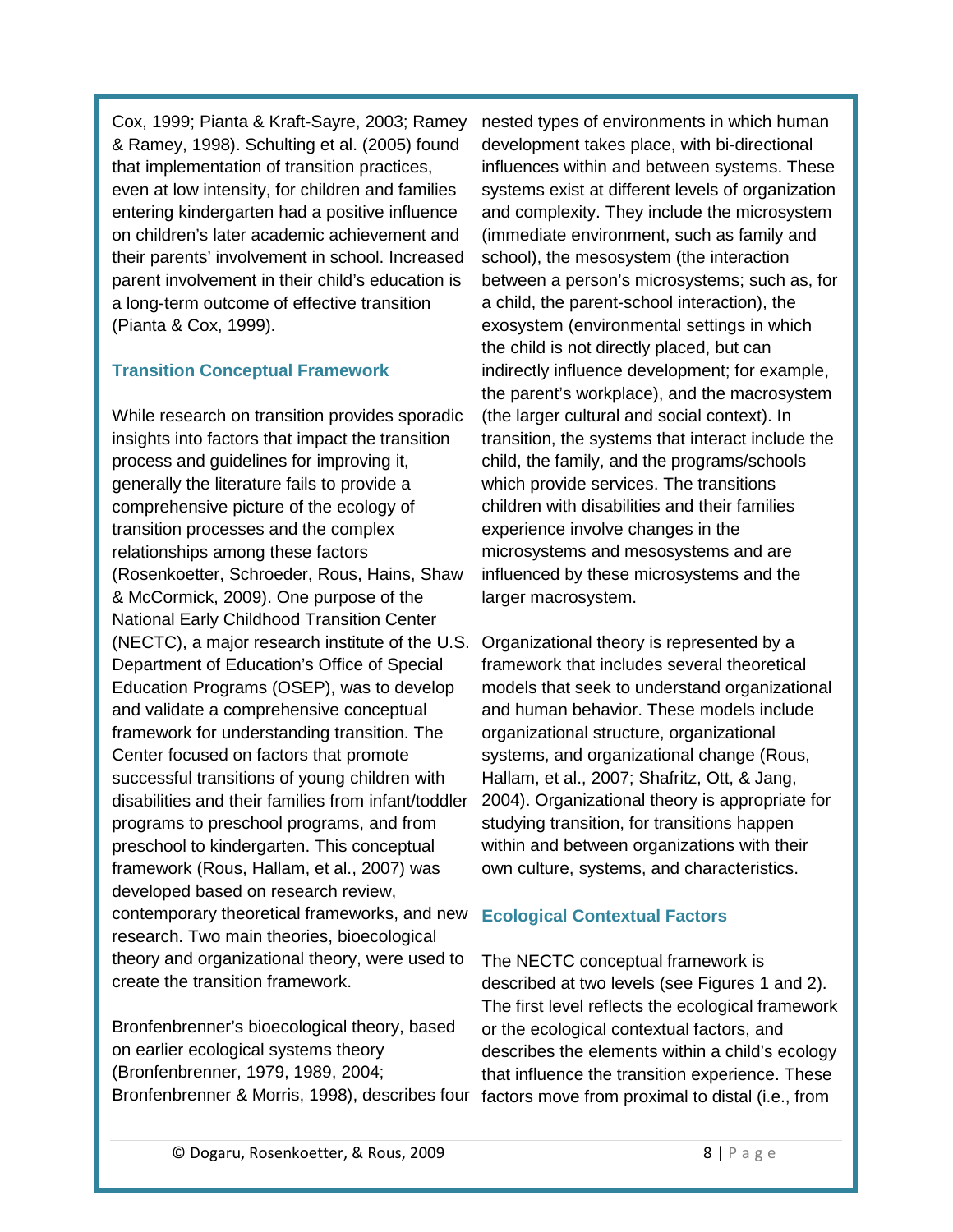Cox, 1999; Pianta & Kraft-Sayre, 2003; Ramey & Ramey, 1998). Schulting et al. (2005) found that implementation of transition practices, even at low intensity, for children and families entering kindergarten had a positive influence on children's later academic achievement and their parents' involvement in school. Increased parent involvement in their child's education is a long-term outcome of effective transition (Pianta & Cox, 1999).

### Transition Conceptual Framework

While research on transition provides sporadic insights into factors that impact the transition process and guidelines for improving it, generally the literature fails to provide a comprehensive picture of the ecology of transition processes and the complex relationships among these factors (Rosenkoetter, Schroeder, Rous, Hains, Shaw & McCormick, 2009). One purpose of the National Early Childhood Transition Center (NECTC), a major research institute of the U.S. Department of Education's Office of Special Education Programs (OSEP), was to develop and validate a comprehensive conceptual framework for understanding transition. The Center focused on factors that promote successful transitions of young children with disabilities and their families from infant/toddler programs to preschool programs, and from preschool to kindergarten. This conceptual framework (Rous, Hallam, et al., 2007) was developed based on research review, contemporary theoretical frameworks, and new research. Two main theories, bioecological theory and organizational theory, were used to create the transition framework.

Bronfenbrenner's bioecological theory, based on earlier ecological systems theory (Bronfenbrenner, 1979, 1989, 2004; Bronfenbrenner & Morris, 1998), describes four nested types of environments in which human development takes place, with bi-directional influences within and between systems. These systems exist at different levels of organization and complexity. They include the microsystem (immediate environment, such as family and school), the mesosystem (the interaction between a person's microsystems; such as, for a child, the parent-school interaction), the exosystem (environmental settings in which the child is not directly placed, but can indirectly influence development; for example, the parent's workplace), and the macrosystem (the larger cultural and social context). In transition, the systems that interact include the child, the family, and the programs/schools which provide services. The transitions children with disabilities and their families experience involve changes in the microsystems and mesosystems and are influenced by these microsystems and the larger macrosystem.

Organizational theory is represented by a framework that includes several theoretical models that seek to understand organizational and human behavior. These models include organizational structure, organizational systems, and organizational change (Rous, Hallam, et al., 2007; Shafritz, Ott, & Jang, 2004). Organizational theory is appropriate for studying transition, for transitions happen within and between organizations with their own culture, systems, and characteristics.

### Ecological Contextual Factors

The NECTC conceptual framework is described at two levels (see Figures 1 and 2). The first level reflects the ecological framework or the ecological contextual factors, and describes the elements within a child's ecology that influence the transition experience. These factors move from proximal to distal (i.e., from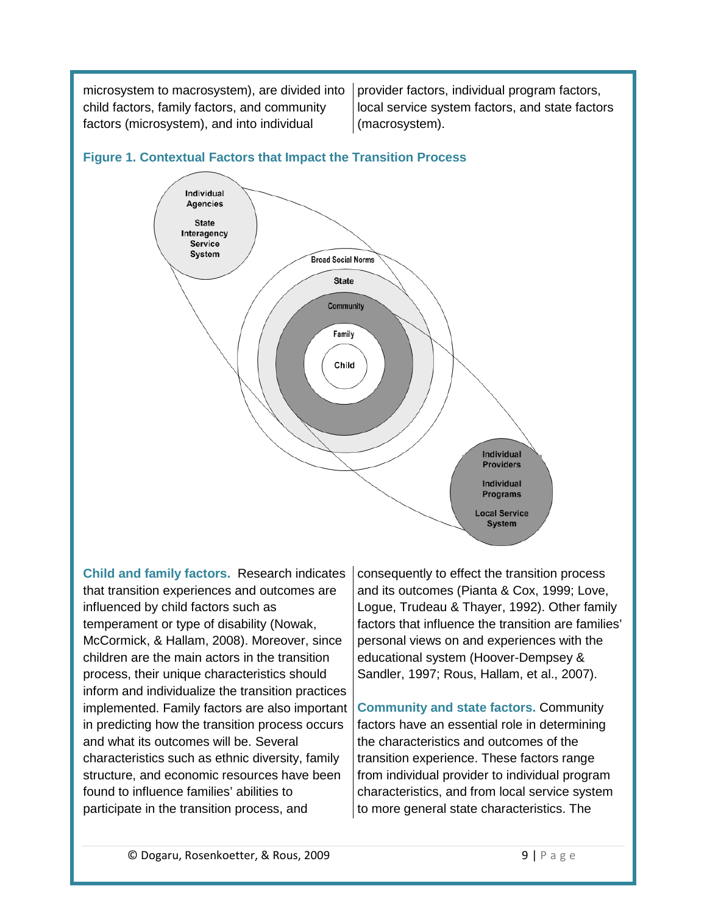microsystem to macrosystem), are divided into child factors, family factors, and community factors (microsystem), and into individual provider factors, individual program factors, local service system factors, and state factors (macrosystem).

**Figure 1. Contextual Factors that Impact the Transition Process**

Individual Agencies

State Interagency Service System

Broad Social Norms

State

Community

Family

Child

Individual Providers

Individual Programs

Local Service System

**Child and family factors.** Research indicates that transition experiences and outcomes are influenced by child factors such as temperament or type of disability (Nowak, McCormick, & Hallam, 2008). Moreover, since children are the main actors in the transition process, their unique characteristics should inform and individualize the transition practices implemented. Family factors are also important in predicting how the transition process occurs and what its outcomes will be. Several characteristics such as ethnic diversity, family structure, and economic resources have been found to influence families' abilities to participate in the transition process, and consequently to effect the transition process and its outcomes (Pianta & Cox, 1999; Love, Logue, Trudeau & Thayer, 1992). Other family factors that influence the transition are families' personal views on and experiences with the educational system (Hoover-Dempsey & Sandler, 1997; Rous, Hallam, et al., 2007).

**Community and state factors.** Community factors have an essential role in determining the characteristics and outcomes of the transition experience. These factors range from individual provider to individual program characteristics, and from local service system to more general state characteristics. The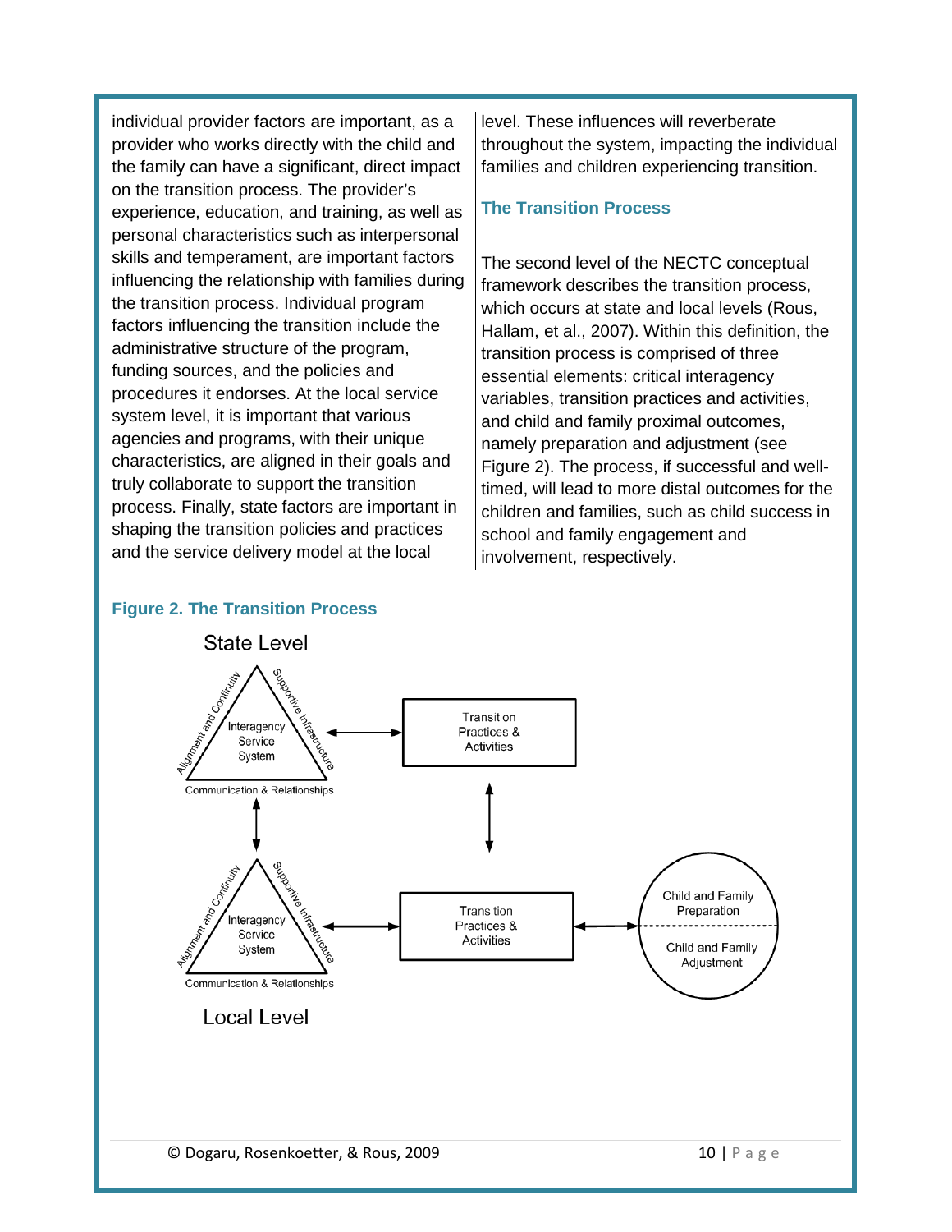individual provider factors are important, as a provider who works directly with the child and the family can have a significant, direct impact on the transition process. The provider's experience, education, and training, as well as personal characteristics such as interpersonal skills and temperament, are important factors influencing the relationship with families during the transition process. Individual program factors influencing the transition include the administrative structure of the program, funding sources, and the policies and procedures it endorses. At the local service system level, it is important that various agencies and programs, with their unique characteristics, are aligned in their goals and truly collaborate to support the transition process. Finally, state factors are important in shaping the transition policies and practices and the service delivery model at the local level. These influences will reverberate throughout the system, impacting the individual families and children experiencing transition.

## The Transition Process

The second level of the NECTC conceptual framework describes the transition process, which occurs at state and local levels (Rous, Hallam, et al., 2007). Within this definition, the transition process is comprised of three essential elements: critical interagency variables, transition practices and activities, and child and family proximal outcomes, namely preparation and adjustment (see Figure 2). The process, if successful and well-timed, will lead to more distal outcomes for the children and families, such as child success in school and family engagement and involvement, respectively.

**Figure 2. The Transition Process**

State Level

Interagency Service System (Alignment and Continuity; Supportive Infrastructure; Communication & Relationships) ↔ Transition Practices & Activities

↕

Interagency Service System (Alignment and Continuity; Supportive Infrastructure; Communication & Relationships) ↔ Transition Practices & Activities ↔ Child and Family Preparation / Child and Family Adjustment

Local Level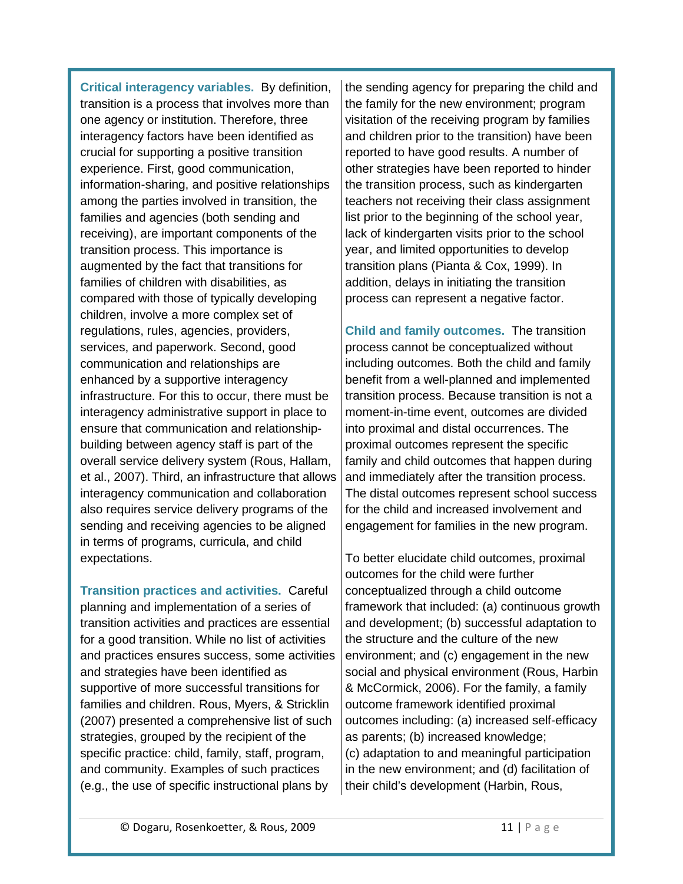**Critical interagency variables.** By definition, transition is a process that involves more than one agency or institution. Therefore, three interagency factors have been identified as crucial for supporting a positive transition experience. First, good communication, information-sharing, and positive relationships among the parties involved in transition, the families and agencies (both sending and receiving), are important components of the transition process. This importance is augmented by the fact that transitions for families of children with disabilities, as compared with those of typically developing children, involve a more complex set of regulations, rules, agencies, providers, services, and paperwork. Second, good communication and relationships are enhanced by a supportive interagency infrastructure. For this to occur, there must be interagency administrative support in place to ensure that communication and relationship-building between agency staff is part of the overall service delivery system (Rous, Hallam, et al., 2007). Third, an infrastructure that allows interagency communication and collaboration also requires service delivery programs of the sending and receiving agencies to be aligned in terms of programs, curricula, and child expectations.

**Transition practices and activities.** Careful planning and implementation of a series of transition activities and practices are essential for a good transition. While no list of activities and practices ensures success, some activities and strategies have been identified as supportive of more successful transitions for families and children. Rous, Myers, & Stricklin (2007) presented a comprehensive list of such strategies, grouped by the recipient of the specific practice: child, family, staff, program, and community. Examples of such practices (e.g., the use of specific instructional plans by the sending agency for preparing the child and the family for the new environment; program visitation of the receiving program by families and children prior to the transition) have been reported to have good results. A number of other strategies have been reported to hinder the transition process, such as kindergarten teachers not receiving their class assignment list prior to the beginning of the school year, lack of kindergarten visits prior to the school year, and limited opportunities to develop transition plans (Pianta & Cox, 1999). In addition, delays in initiating the transition process can represent a negative factor.

**Child and family outcomes.** The transition process cannot be conceptualized without including outcomes. Both the child and family benefit from a well-planned and implemented transition process. Because transition is not a moment-in-time event, outcomes are divided into proximal and distal occurrences. The proximal outcomes represent the specific family and child outcomes that happen during and immediately after the transition process. The distal outcomes represent school success for the child and increased involvement and engagement for families in the new program.

To better elucidate child outcomes, proximal outcomes for the child were further conceptualized through a child outcome framework that included: (a) continuous growth and development; (b) successful adaptation to the structure and the culture of the new environment; and (c) engagement in the new social and physical environment (Rous, Harbin & McCormick, 2006). For the family, a family outcome framework identified proximal outcomes including: (a) increased self-efficacy as parents; (b) increased knowledge; (c) adaptation to and meaningful participation in the new environment; and (d) facilitation of their child's development (Harbin, Rous,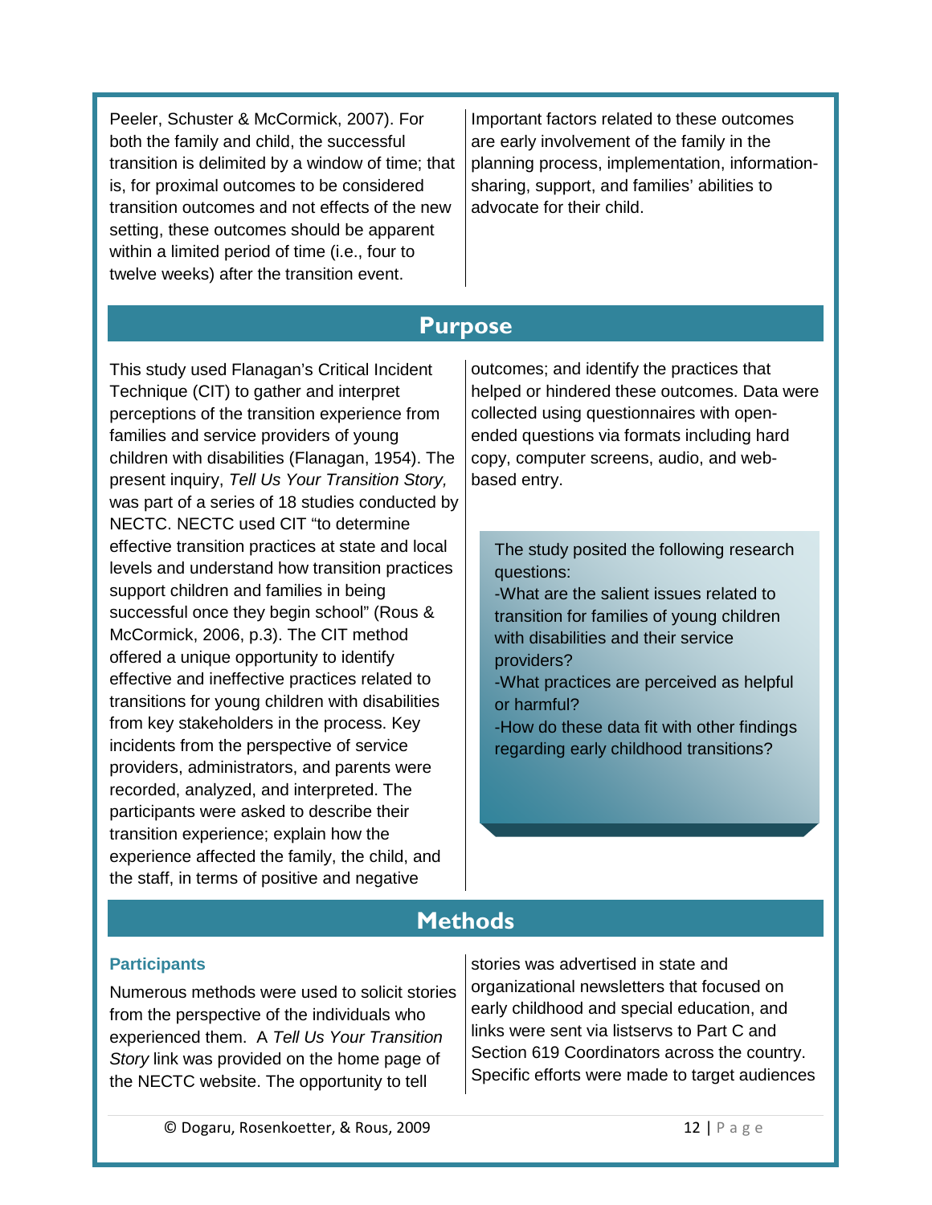Peeler, Schuster & McCormick, 2007). For both the family and child, the successful transition is delimited by a window of time; that is, for proximal outcomes to be considered transition outcomes and not effects of the new setting, these outcomes should be apparent within a limited period of time (i.e., four to twelve weeks) after the transition event. Important factors related to these outcomes are early involvement of the family in the planning process, implementation, information-sharing, support, and families' abilities to advocate for their child.

## Purpose

This study used Flanagan's Critical Incident Technique (CIT) to gather and interpret perceptions of the transition experience from families and service providers of young children with disabilities (Flanagan, 1954). The present inquiry, *Tell Us Your Transition Story,* was part of a series of 18 studies conducted by NECTC. NECTC used CIT "to determine effective transition practices at state and local levels and understand how transition practices support children and families in being successful once they begin school" (Rous & McCormick, 2006, p.3). The CIT method offered a unique opportunity to identify effective and ineffective practices related to transitions for young children with disabilities from key stakeholders in the process. Key incidents from the perspective of service providers, administrators, and parents were recorded, analyzed, and interpreted. The participants were asked to describe their transition experience; explain how the experience affected the family, the child, and the staff, in terms of positive and negative outcomes; and identify the practices that helped or hindered these outcomes. Data were collected using questionnaires with open-ended questions via formats including hard copy, computer screens, audio, and web-based entry.

The study posited the following research questions:

- What are the salient issues related to transition for families of young children with disabilities and their service providers?
- What practices are perceived as helpful or harmful?
- How do these data fit with other findings regarding early childhood transitions?

## Methods

### Participants

Numerous methods were used to solicit stories from the perspective of the individuals who experienced them. A *Tell Us Your Transition Story* link was provided on the home page of the NECTC website. The opportunity to tell stories was advertised in state and organizational newsletters that focused on early childhood and special education, and links were sent via listservs to Part C and Section 619 Coordinators across the country. Specific efforts were made to target audiences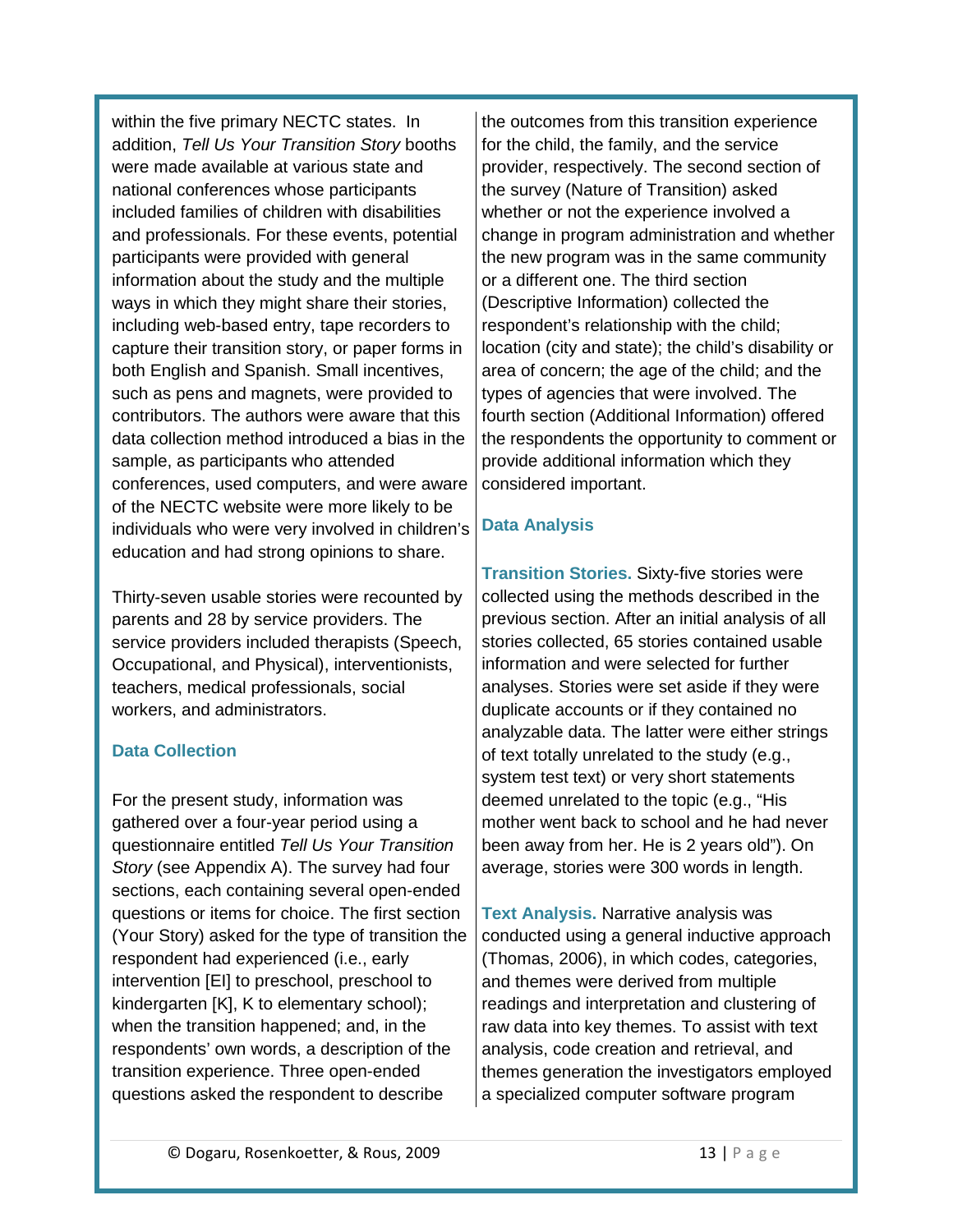within the five primary NECTC states. In addition, *Tell Us Your Transition Story* booths were made available at various state and national conferences whose participants included families of children with disabilities and professionals. For these events, potential participants were provided with general information about the study and the multiple ways in which they might share their stories, including web-based entry, tape recorders to capture their transition story, or paper forms in both English and Spanish. Small incentives, such as pens and magnets, were provided to contributors. The authors were aware that this data collection method introduced a bias in the sample, as participants who attended conferences, used computers, and were aware of the NECTC website were more likely to be individuals who were very involved in children's education and had strong opinions to share.

Thirty-seven usable stories were recounted by parents and 28 by service providers. The service providers included therapists (Speech, Occupational, and Physical), interventionists, teachers, medical professionals, social workers, and administrators.

### Data Collection

For the present study, information was gathered over a four-year period using a questionnaire entitled *Tell Us Your Transition Story* (see Appendix A). The survey had four sections, each containing several open-ended questions or items for choice. The first section (Your Story) asked for the type of transition the respondent had experienced (i.e., early intervention [EI] to preschool, preschool to kindergarten [K], K to elementary school); when the transition happened; and, in the respondents' own words, a description of the transition experience. Three open-ended questions asked the respondent to describe the outcomes from this transition experience for the child, the family, and the service provider, respectively. The second section of the survey (Nature of Transition) asked whether or not the experience involved a change in program administration and whether the new program was in the same community or a different one. The third section (Descriptive Information) collected the respondent's relationship with the child; location (city and state); the child's disability or area of concern; the age of the child; and the types of agencies that were involved. The fourth section (Additional Information) offered the respondents the opportunity to comment or provide additional information which they considered important.

### Data Analysis

**Transition Stories.** Sixty-five stories were collected using the methods described in the previous section. After an initial analysis of all stories collected, 65 stories contained usable information and were selected for further analyses. Stories were set aside if they were duplicate accounts or if they contained no analyzable data. The latter were either strings of text totally unrelated to the study (e.g., system test text) or very short statements deemed unrelated to the topic (e.g., "His mother went back to school and he had never been away from her. He is 2 years old"). On average, stories were 300 words in length.

**Text Analysis.** Narrative analysis was conducted using a general inductive approach (Thomas, 2006), in which codes, categories, and themes were derived from multiple readings and interpretation and clustering of raw data into key themes. To assist with text analysis, code creation and retrieval, and themes generation the investigators employed a specialized computer software program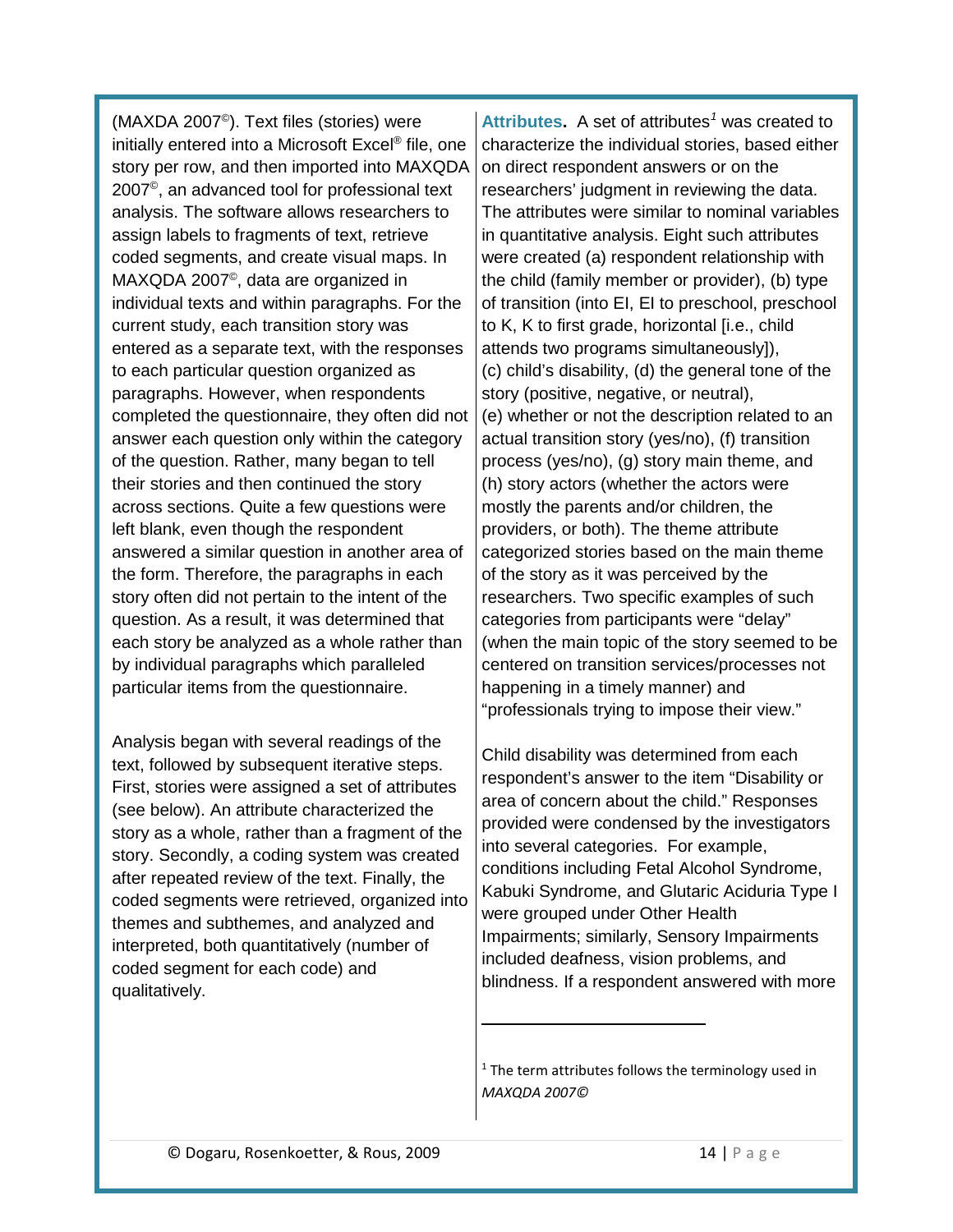(MAXDA 2007©). Text files (stories) were initially entered into a Microsoft Excel® file, one story per row, and then imported into MAXQDA 2007©, an advanced tool for professional text analysis. The software allows researchers to assign labels to fragments of text, retrieve coded segments, and create visual maps. In MAXQDA 2007©, data are organized in individual texts and within paragraphs. For the current study, each transition story was entered as a separate text, with the responses to each particular question organized as paragraphs. However, when respondents completed the questionnaire, they often did not answer each question only within the category of the question. Rather, many began to tell their stories and then continued the story across sections. Quite a few questions were left blank, even though the respondent answered a similar question in another area of the form. Therefore, the paragraphs in each story often did not pertain to the intent of the question. As a result, it was determined that each story be analyzed as a whole rather than by individual paragraphs which paralleled particular items from the questionnaire.

Analysis began with several readings of the text, followed by subsequent iterative steps. First, stories were assigned a set of attributes (see below). An attribute characterized the story as a whole, rather than a fragment of the story. Secondly, a coding system was created after repeated review of the text. Finally, the coded segments were retrieved, organized into themes and subthemes, and analyzed and interpreted, both quantitatively (number of coded segment for each code) and qualitatively.

**Attributes.** A set of attributes[1] was created to characterize the individual stories, based either on direct respondent answers or on the researchers' judgment in reviewing the data. The attributes were similar to nominal variables in quantitative analysis. Eight such attributes were created (a) respondent relationship with the child (family member or provider), (b) type of transition (into EI, EI to preschool, preschool to K, K to first grade, horizontal [i.e., child attends two programs simultaneously]), (c) child's disability, (d) the general tone of the story (positive, negative, or neutral), (e) whether or not the description related to an actual transition story (yes/no), (f) transition process (yes/no), (g) story main theme, and (h) story actors (whether the actors were mostly the parents and/or children, the providers, or both). The theme attribute categorized stories based on the main theme of the story as it was perceived by the researchers. Two specific examples of such categories from participants were "delay" (when the main topic of the story seemed to be centered on transition services/processes not happening in a timely manner) and "professionals trying to impose their view."

Child disability was determined from each respondent's answer to the item "Disability or area of concern about the child." Responses provided were condensed by the investigators into several categories. For example, conditions including Fetal Alcohol Syndrome, Kabuki Syndrome, and Glutaric Aciduria Type I were grouped under Other Health Impairments; similarly, Sensory Impairments included deafness, vision problems, and blindness. If a respondent answered with more

---

[1] The term attributes follows the terminology used in *MAXQDA 2007©*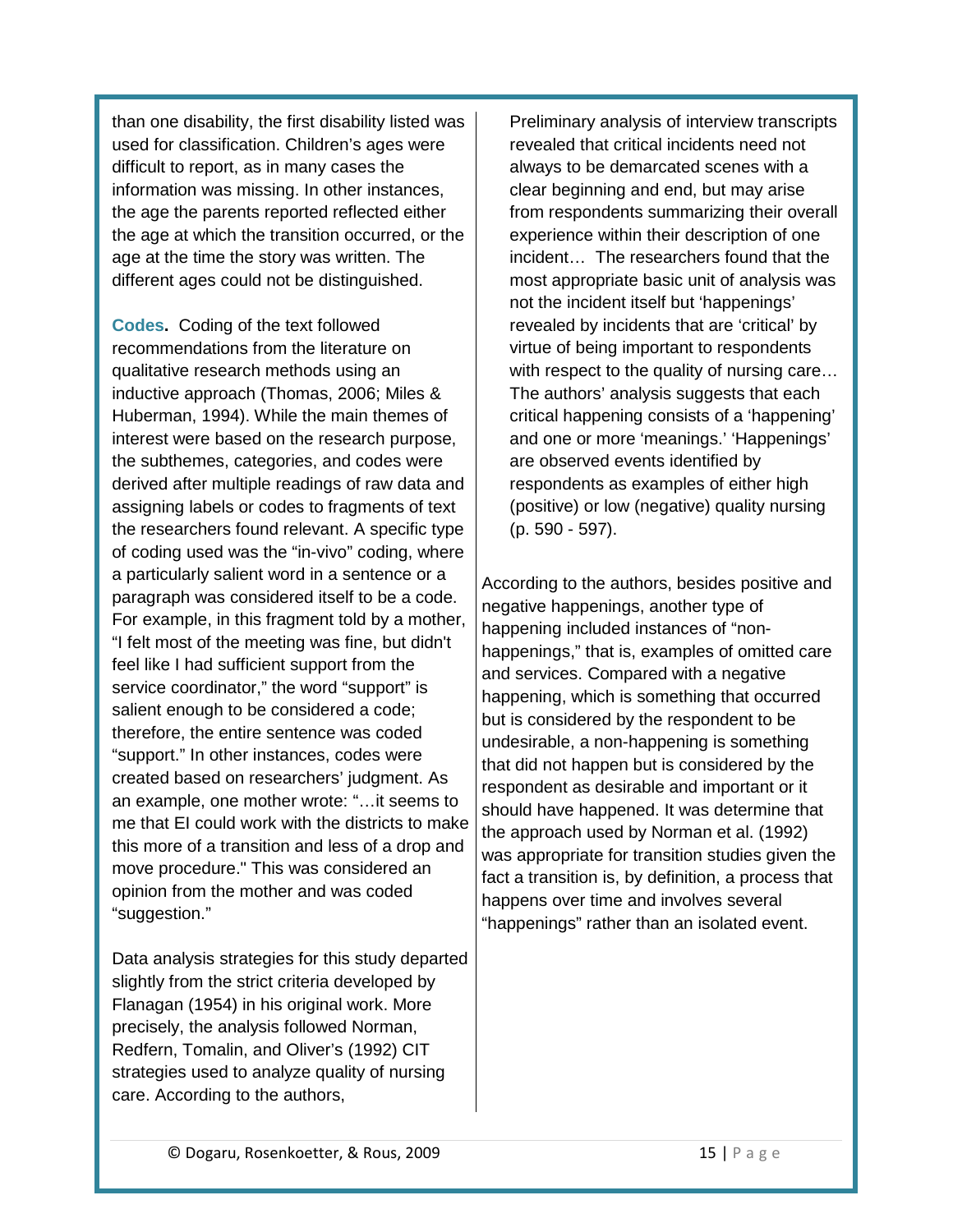than one disability, the first disability listed was used for classification. Children's ages were difficult to report, as in many cases the information was missing. In other instances, the age the parents reported reflected either the age at which the transition occurred, or the age at the time the story was written. The different ages could not be distinguished.

**Codes.** Coding of the text followed recommendations from the literature on qualitative research methods using an inductive approach (Thomas, 2006; Miles & Huberman, 1994). While the main themes of interest were based on the research purpose, the subthemes, categories, and codes were derived after multiple readings of raw data and assigning labels or codes to fragments of text the researchers found relevant. A specific type of coding used was the "in-vivo" coding, where a particularly salient word in a sentence or a paragraph was considered itself to be a code. For example, in this fragment told by a mother, "I felt most of the meeting was fine, but didn't feel like I had sufficient support from the service coordinator," the word "support" is salient enough to be considered a code; therefore, the entire sentence was coded "support." In other instances, codes were created based on researchers' judgment. As an example, one mother wrote: "…it seems to me that EI could work with the districts to make this more of a transition and less of a drop and move procedure." This was considered an opinion from the mother and was coded "suggestion."

Data analysis strategies for this study departed slightly from the strict criteria developed by Flanagan (1954) in his original work. More precisely, the analysis followed Norman, Redfern, Tomalin, and Oliver's (1992) CIT strategies used to analyze quality of nursing care. According to the authors,

> Preliminary analysis of interview transcripts revealed that critical incidents need not always to be demarcated scenes with a clear beginning and end, but may arise from respondents summarizing their overall experience within their description of one incident… The researchers found that the most appropriate basic unit of analysis was not the incident itself but 'happenings' revealed by incidents that are 'critical' by virtue of being important to respondents with respect to the quality of nursing care… The authors' analysis suggests that each critical happening consists of a 'happening' and one or more 'meanings.' 'Happenings' are observed events identified by respondents as examples of either high (positive) or low (negative) quality nursing (p. 590 - 597).

According to the authors, besides positive and negative happenings, another type of happening included instances of "non-happenings," that is, examples of omitted care and services. Compared with a negative happening, which is something that occurred but is considered by the respondent to be undesirable, a non-happening is something that did not happen but is considered by the respondent as desirable and important or it should have happened. It was determine that the approach used by Norman et al. (1992) was appropriate for transition studies given the fact a transition is, by definition, a process that happens over time and involves several "happenings" rather than an isolated event.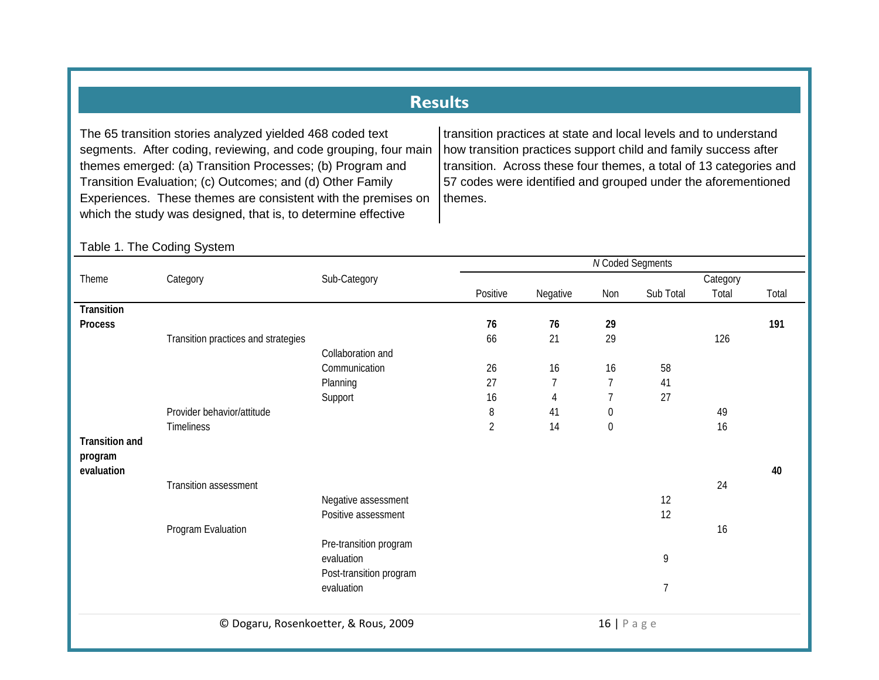## Results

The 65 transition stories analyzed yielded 468 coded text segments. After coding, reviewing, and code grouping, four main themes emerged: (a) Transition Processes; (b) Program and Transition Evaluation; (c) Outcomes; and (d) Other Family Experiences. These themes are consistent with the premises on which the study was designed, that is, to determine effective transition practices at state and local levels and to understand how transition practices support child and family success after transition. Across these four themes, a total of 13 categories and 57 codes were identified and grouped under the aforementioned themes.

Table 1. The Coding System

| Theme | Category | Sub-Category | *N* Coded Segments | | | | | |
|---|---|---|---|---|---|---|---|---|
| | | | Positive | Negative | Non | Sub Total | Category Total | Total |
| **Transition Process** | | | **76** | **76** | **29** | | | **191** |
| | Transition practices and strategies | | 66 | 21 | 29 | | 126 | |
| | | Collaboration and Communication | 26 | 16 | 16 | 58 | | |
| | | Planning | 27 | 7 | 7 | 41 | | |
| | | Support | 16 | 4 | 7 | 27 | | |
| | Provider behavior/attitude | | 8 | 41 | 0 | | 49 | |
| | Timeliness | | 2 | 14 | 0 | | 16 | |
| **Transition and program evaluation** | | | | | | | | **40** |
| | Transition assessment | | | | | | 24 | |
| | | Negative assessment | | | | 12 | | |
| | | Positive assessment | | | | 12 | | |
| | Program Evaluation | | | | | | 16 | |
| | | Pre-transition program evaluation | | | | 9 | | |
| | | Post-transition program evaluation | | | | 7 | | |

© Dogaru, Rosenkoetter, & Rous, 2009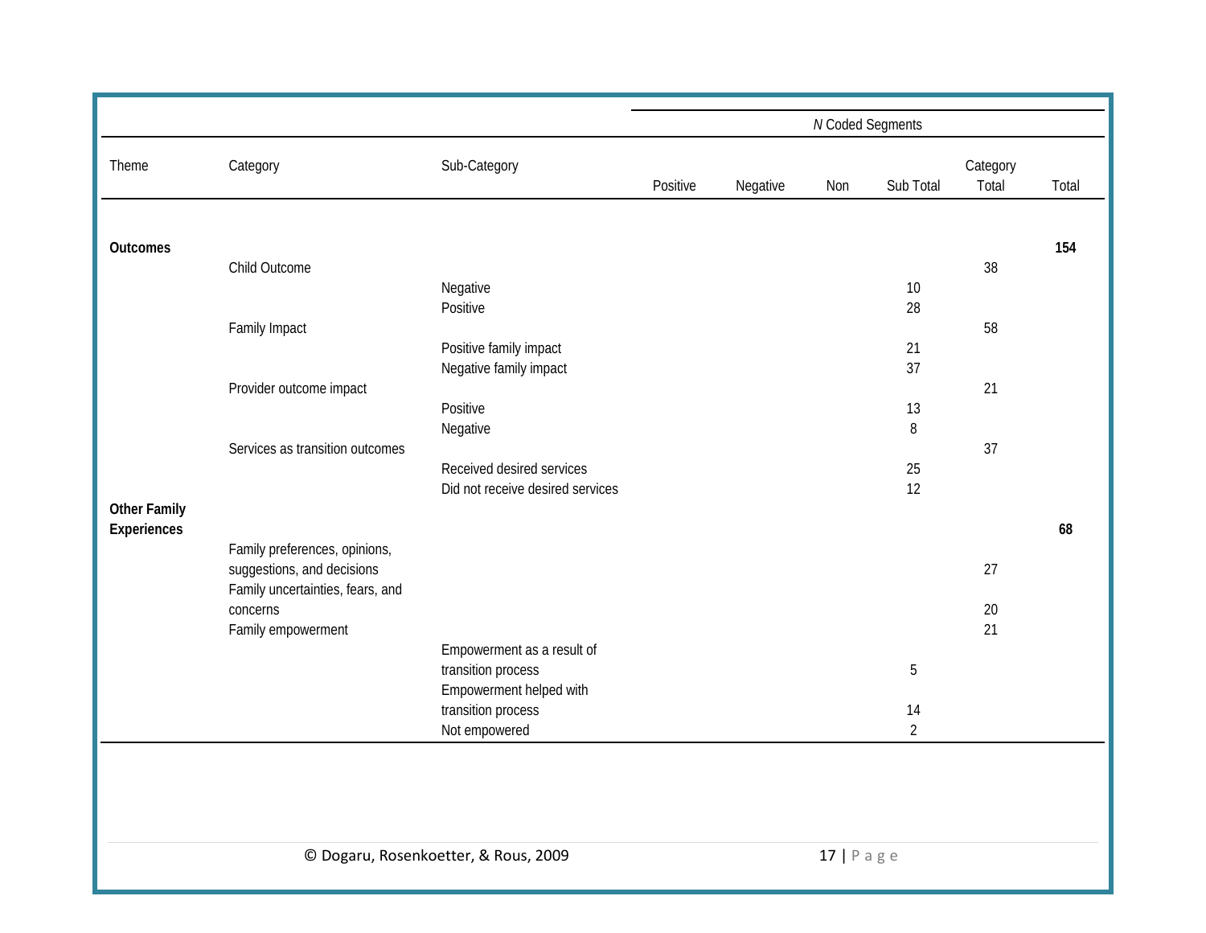| | | | *N* Coded Segments | | | | | |
|---|---|---|---|---|---|---|---|---|
| Theme | Category | Sub-Category | Positive | Negative | Non | Sub Total | Category Total | Total |
| **Outcomes** | | | | | | | | **154** |
| | Child Outcome | | | | | | 38 | |
| | | Negative | | | | 10 | | |
| | | Positive | | | | 28 | | |
| | Family Impact | | | | | | 58 | |
| | | Positive family impact | | | | 21 | | |
| | | Negative family impact | | | | 37 | | |
| | Provider outcome impact | | | | | | 21 | |
| | | Positive | | | | 13 | | |
| | | Negative | | | | 8 | | |
| | Services as transition outcomes | | | | | | 37 | |
| | | Received desired services | | | | 25 | | |
| | | Did not receive desired services | | | | 12 | | |
| **Other Family Experiences** | | | | | | | | **68** |
| | Family preferences, opinions, suggestions, and decisions | | | | | | 27 | |
| | Family uncertainties, fears, and concerns | | | | | | 20 | |
| | Family empowerment | | | | | | 21 | |
| | | Empowerment as a result of transition process | | | | 5 | | |
| | | Empowerment helped with transition process | | | | 14 | | |
| | | Not empowered | | | | 2 | | |

© Dogaru, Rosenkoetter, & Rous, 2009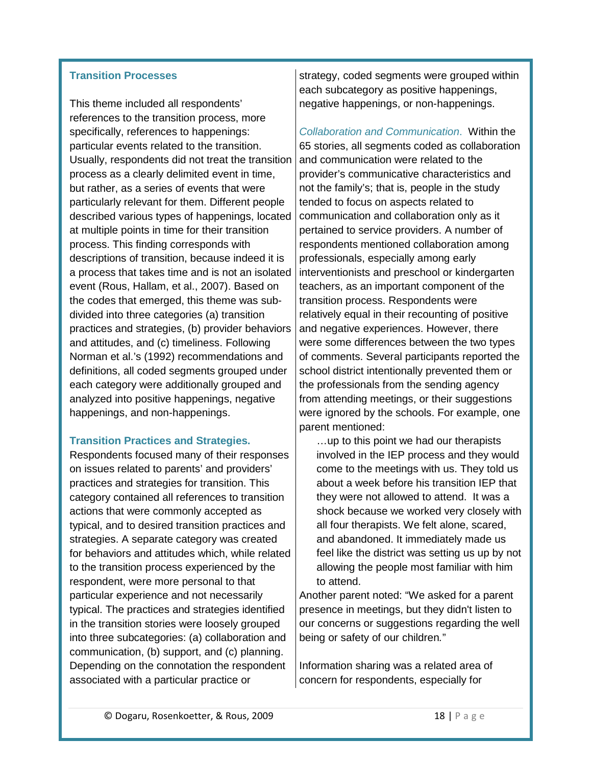### Transition Processes

This theme included all respondents' references to the transition process, more specifically, references to happenings: particular events related to the transition. Usually, respondents did not treat the transition process as a clearly delimited event in time, but rather, as a series of events that were particularly relevant for them. Different people described various types of happenings, located at multiple points in time for their transition process. This finding corresponds with descriptions of transition, because indeed it is a process that takes time and is not an isolated event (Rous, Hallam, et al., 2007). Based on the codes that emerged, this theme was sub-divided into three categories (a) transition practices and strategies, (b) provider behaviors and attitudes, and (c) timeliness. Following Norman et al.'s (1992) recommendations and definitions, all coded segments grouped under each category were additionally grouped and analyzed into positive happenings, negative happenings, and non-happenings.

### Transition Practices and Strategies.

Respondents focused many of their responses on issues related to parents' and providers' practices and strategies for transition. This category contained all references to transition actions that were commonly accepted as typical, and to desired transition practices and strategies. A separate category was created for behaviors and attitudes which, while related to the transition process experienced by the respondent, were more personal to that particular experience and not necessarily typical. The practices and strategies identified in the transition stories were loosely grouped into three subcategories: (a) collaboration and communication, (b) support, and (c) planning. Depending on the connotation the respondent associated with a particular practice or strategy, coded segments were grouped within each subcategory as positive happenings, negative happenings, or non-happenings.

*Collaboration and Communication*. Within the 65 stories, all segments coded as collaboration and communication were related to the provider's communicative characteristics and not the family's; that is, people in the study tended to focus on aspects related to communication and collaboration only as it pertained to service providers. A number of respondents mentioned collaboration among professionals, especially among early interventionists and preschool or kindergarten teachers, as an important component of the transition process. Respondents were relatively equal in their recounting of positive and negative experiences. However, there were some differences between the two types of comments. Several participants reported the school district intentionally prevented them or the professionals from the sending agency from attending meetings, or their suggestions were ignored by the schools. For example, one parent mentioned:

> …up to this point we had our therapists involved in the IEP process and they would come to the meetings with us. They told us about a week before his transition IEP that they were not allowed to attend. It was a shock because we worked very closely with all four therapists. We felt alone, scared, and abandoned. It immediately made us feel like the district was setting us up by not allowing the people most familiar with him to attend.

Another parent noted: "We asked for a parent presence in meetings, but they didn't listen to our concerns or suggestions regarding the well being or safety of our children."

Information sharing was a related area of concern for respondents, especially for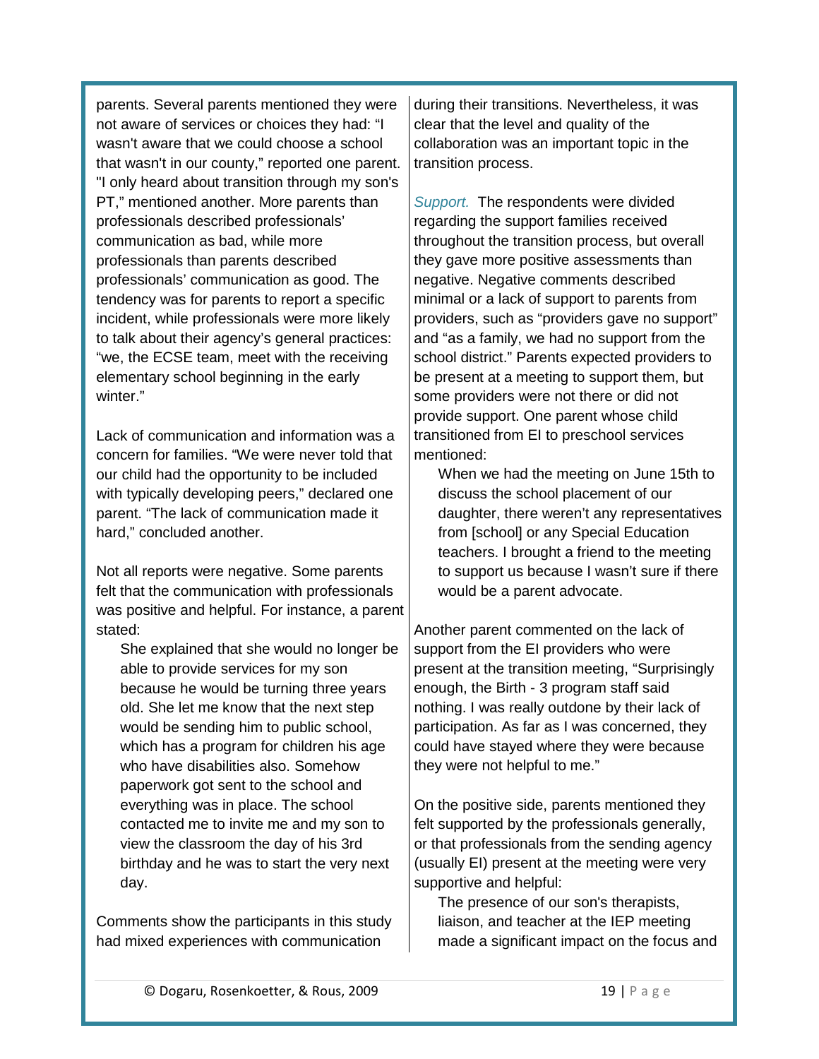parents. Several parents mentioned they were not aware of services or choices they had: "I wasn't aware that we could choose a school that wasn't in our county," reported one parent. "I only heard about transition through my son's PT," mentioned another. More parents than professionals described professionals' communication as bad, while more professionals than parents described professionals' communication as good. The tendency was for parents to report a specific incident, while professionals were more likely to talk about their agency's general practices: "we, the ECSE team, meet with the receiving elementary school beginning in the early winter."

Lack of communication and information was a concern for families. "We were never told that our child had the opportunity to be included with typically developing peers," declared one parent. "The lack of communication made it hard," concluded another.

Not all reports were negative. Some parents felt that the communication with professionals was positive and helpful. For instance, a parent stated:

> She explained that she would no longer be able to provide services for my son because he would be turning three years old. She let me know that the next step would be sending him to public school, which has a program for children his age who have disabilities also. Somehow paperwork got sent to the school and everything was in place. The school contacted me to invite me and my son to view the classroom the day of his 3rd birthday and he was to start the very next day.

Comments show the participants in this study had mixed experiences with communication during their transitions. Nevertheless, it was clear that the level and quality of the collaboration was an important topic in the transition process.

*Support.* The respondents were divided regarding the support families received throughout the transition process, but overall they gave more positive assessments than negative. Negative comments described minimal or a lack of support to parents from providers, such as "providers gave no support" and "as a family, we had no support from the school district." Parents expected providers to be present at a meeting to support them, but some providers were not there or did not provide support. One parent whose child transitioned from EI to preschool services mentioned:

> When we had the meeting on June 15th to discuss the school placement of our daughter, there weren't any representatives from [school] or any Special Education teachers. I brought a friend to the meeting to support us because I wasn't sure if there would be a parent advocate.

Another parent commented on the lack of support from the EI providers who were present at the transition meeting, "Surprisingly enough, the Birth - 3 program staff said nothing. I was really outdone by their lack of participation. As far as I was concerned, they could have stayed where they were because they were not helpful to me."

On the positive side, parents mentioned they felt supported by the professionals generally, or that professionals from the sending agency (usually EI) present at the meeting were very supportive and helpful:

> The presence of our son's therapists, liaison, and teacher at the IEP meeting made a significant impact on the focus and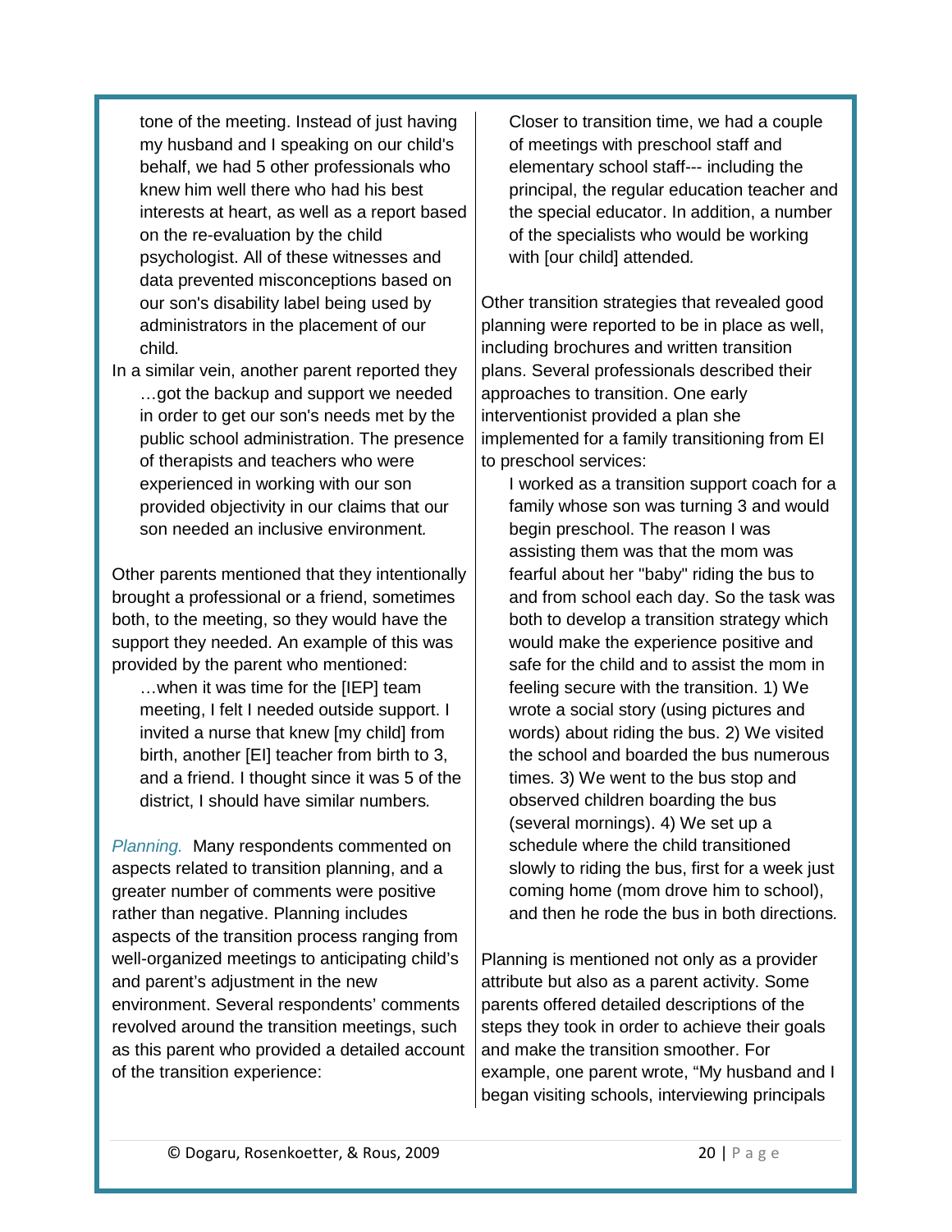> tone of the meeting. Instead of just having my husband and I speaking on our child's behalf, we had 5 other professionals who knew him well there who had his best interests at heart, as well as a report based on the re-evaluation by the child psychologist. All of these witnesses and data prevented misconceptions based on our son's disability label being used by administrators in the placement of our child.

In a similar vein, another parent reported they

> …got the backup and support we needed in order to get our son's needs met by the public school administration. The presence of therapists and teachers who were experienced in working with our son provided objectivity in our claims that our son needed an inclusive environment.

Other parents mentioned that they intentionally brought a professional or a friend, sometimes both, to the meeting, so they would have the support they needed. An example of this was provided by the parent who mentioned:

> …when it was time for the [IEP] team meeting, I felt I needed outside support. I invited a nurse that knew [my child] from birth, another [EI] teacher from birth to 3, and a friend. I thought since it was 5 of the district, I should have similar numbers.

*Planning.* Many respondents commented on aspects related to transition planning, and a greater number of comments were positive rather than negative. Planning includes aspects of the transition process ranging from well-organized meetings to anticipating child's and parent's adjustment in the new environment. Several respondents' comments revolved around the transition meetings, such as this parent who provided a detailed account of the transition experience:

> Closer to transition time, we had a couple of meetings with preschool staff and elementary school staff--- including the principal, the regular education teacher and the special educator. In addition, a number of the specialists who would be working with [our child] attended.

Other transition strategies that revealed good planning were reported to be in place as well, including brochures and written transition plans. Several professionals described their approaches to transition. One early interventionist provided a plan she implemented for a family transitioning from EI to preschool services:

> I worked as a transition support coach for a family whose son was turning 3 and would begin preschool. The reason I was assisting them was that the mom was fearful about her "baby" riding the bus to and from school each day. So the task was both to develop a transition strategy which would make the experience positive and safe for the child and to assist the mom in feeling secure with the transition. 1) We wrote a social story (using pictures and words) about riding the bus. 2) We visited the school and boarded the bus numerous times. 3) We went to the bus stop and observed children boarding the bus (several mornings). 4) We set up a schedule where the child transitioned slowly to riding the bus, first for a week just coming home (mom drove him to school), and then he rode the bus in both directions.

Planning is mentioned not only as a provider attribute but also as a parent activity. Some parents offered detailed descriptions of the steps they took in order to achieve their goals and make the transition smoother. For example, one parent wrote, "My husband and I began visiting schools, interviewing principals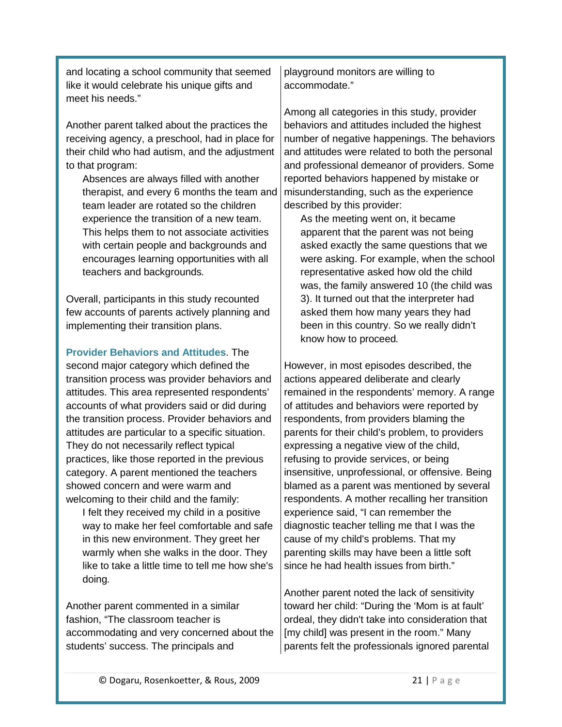and locating a school community that seemed like it would celebrate his unique gifts and meet his needs."

Another parent talked about the practices the receiving agency, a preschool, had in place for their child who had autism, and the adjustment to that program:

> Absences are always filled with another therapist, and every 6 months the team and team leader are rotated so the children experience the transition of a new team. This helps them to not associate activities with certain people and backgrounds and encourages learning opportunities with all teachers and backgrounds.

Overall, participants in this study recounted few accounts of parents actively planning and implementing their transition plans.

**Provider Behaviors and Attitudes**. The second major category which defined the transition process was provider behaviors and attitudes. This area represented respondents' accounts of what providers said or did during the transition process. Provider behaviors and attitudes are particular to a specific situation. They do not necessarily reflect typical practices, like those reported in the previous category. A parent mentioned the teachers showed concern and were warm and welcoming to their child and the family:

> I felt they received my child in a positive way to make her feel comfortable and safe in this new environment. They greet her warmly when she walks in the door. They like to take a little time to tell me how she's doing.

Another parent commented in a similar fashion, "The classroom teacher is accommodating and very concerned about the students' success. The principals and playground monitors are willing to accommodate."

Among all categories in this study, provider behaviors and attitudes included the highest number of negative happenings. The behaviors and attitudes were related to both the personal and professional demeanor of providers. Some reported behaviors happened by mistake or misunderstanding, such as the experience described by this provider:

> As the meeting went on, it became apparent that the parent was not being asked exactly the same questions that we were asking. For example, when the school representative asked how old the child was, the family answered 10 (the child was 3). It turned out that the interpreter had asked them how many years they had been in this country. So we really didn't know how to proceed.

However, in most episodes described, the actions appeared deliberate and clearly remained in the respondents' memory. A range of attitudes and behaviors were reported by respondents, from providers blaming the parents for their child's problem, to providers expressing a negative view of the child, refusing to provide services, or being insensitive, unprofessional, or offensive. Being blamed as a parent was mentioned by several respondents. A mother recalling her transition experience said, "I can remember the diagnostic teacher telling me that I was the cause of my child's problems. That my parenting skills may have been a little soft since he had health issues from birth."

Another parent noted the lack of sensitivity toward her child: "During the 'Mom is at fault' ordeal, they didn't take into consideration that [my child] was present in the room." Many parents felt the professionals ignored parental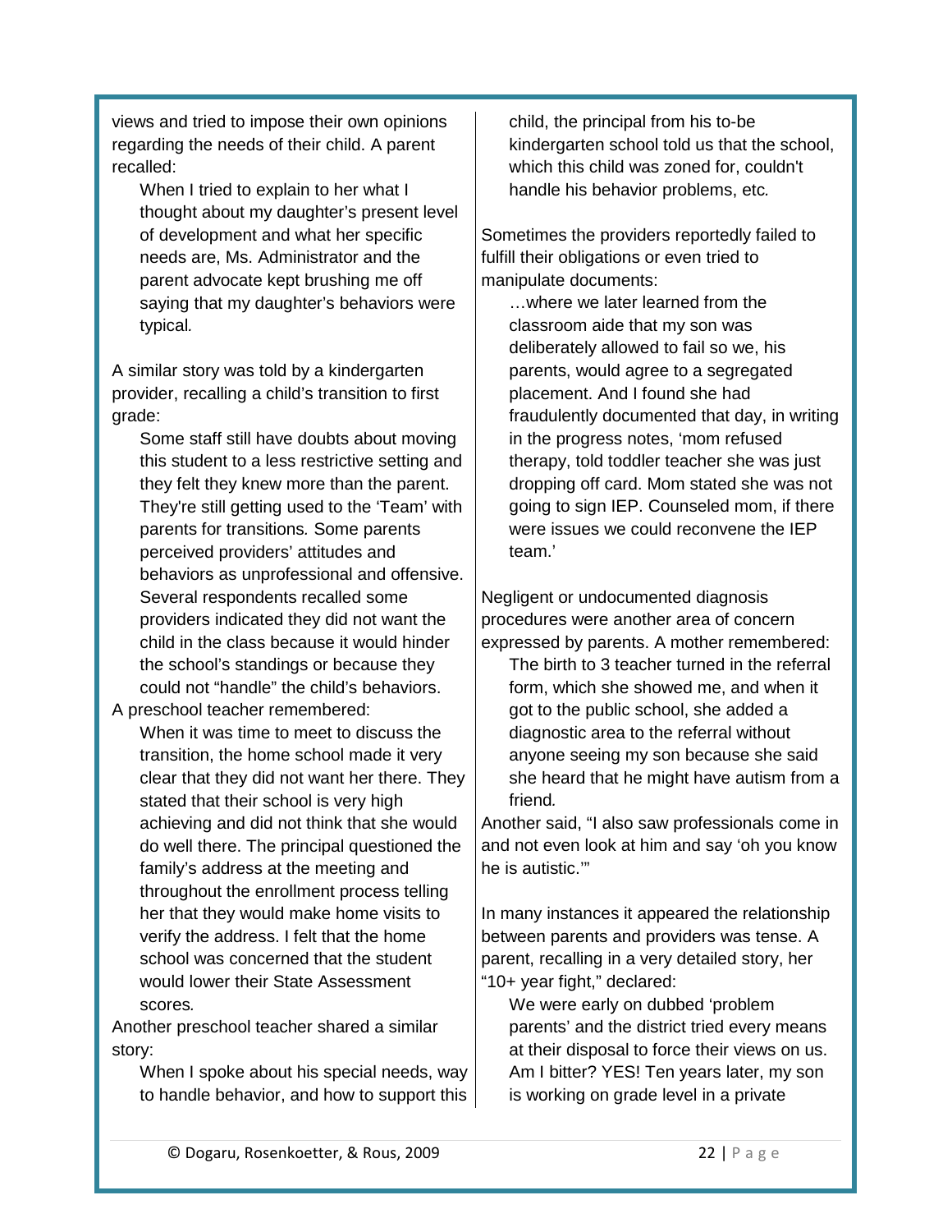views and tried to impose their own opinions regarding the needs of their child. A parent recalled:

> When I tried to explain to her what I thought about my daughter's present level of development and what her specific needs are, Ms. Administrator and the parent advocate kept brushing me off saying that my daughter's behaviors were typical.

A similar story was told by a kindergarten provider, recalling a child's transition to first grade:

> Some staff still have doubts about moving this student to a less restrictive setting and they felt they knew more than the parent. They're still getting used to the 'Team' with parents for transitions. Some parents perceived providers' attitudes and behaviors as unprofessional and offensive. Several respondents recalled some providers indicated they did not want the child in the class because it would hinder the school's standings or because they could not "handle" the child's behaviors.

A preschool teacher remembered:

> When it was time to meet to discuss the transition, the home school made it very clear that they did not want her there. They stated that their school is very high achieving and did not think that she would do well there. The principal questioned the family's address at the meeting and throughout the enrollment process telling her that they would make home visits to verify the address. I felt that the home school was concerned that the student would lower their State Assessment scores.

Another preschool teacher shared a similar story:

> When I spoke about his special needs, way to handle behavior, and how to support this child, the principal from his to-be kindergarten school told us that the school, which this child was zoned for, couldn't handle his behavior problems, etc.

Sometimes the providers reportedly failed to fulfill their obligations or even tried to manipulate documents:

> …where we later learned from the classroom aide that my son was deliberately allowed to fail so we, his parents, would agree to a segregated placement. And I found she had fraudulently documented that day, in writing in the progress notes, 'mom refused therapy, told toddler teacher she was just dropping off card. Mom stated she was not going to sign IEP. Counseled mom, if there were issues we could reconvene the IEP team.'

Negligent or undocumented diagnosis procedures were another area of concern expressed by parents. A mother remembered:

> The birth to 3 teacher turned in the referral form, which she showed me, and when it got to the public school, she added a diagnostic area to the referral without anyone seeing my son because she said she heard that he might have autism from a friend.

Another said, "I also saw professionals come in and not even look at him and say 'oh you know he is autistic.'"

In many instances it appeared the relationship between parents and providers was tense. A parent, recalling in a very detailed story, her "10+ year fight," declared:

> We were early on dubbed 'problem parents' and the district tried every means at their disposal to force their views on us. Am I bitter? YES! Ten years later, my son is working on grade level in a private

© Dogaru, Rosenkoetter, & Rous, 2009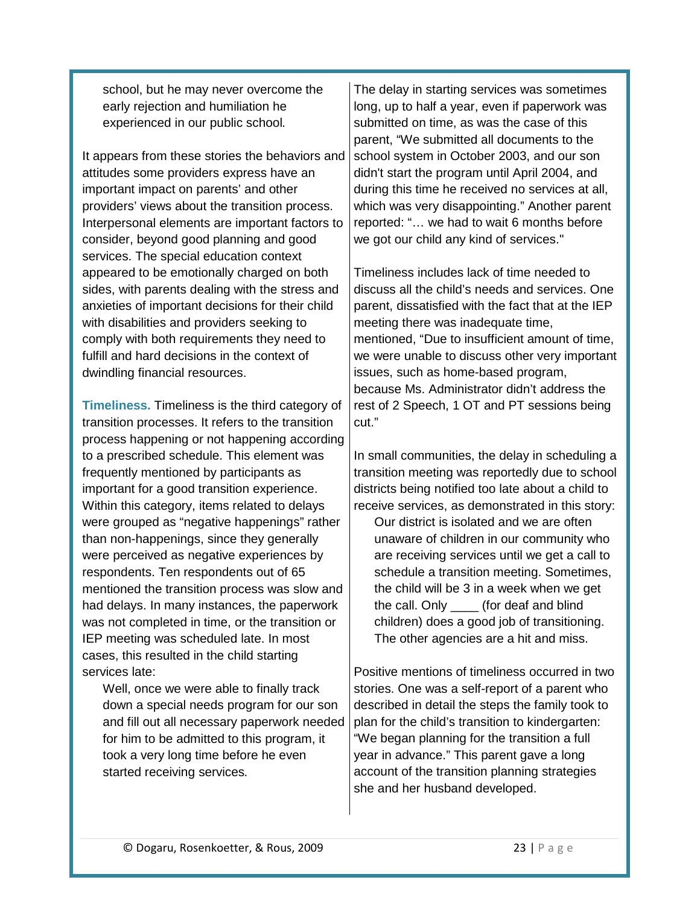> school, but he may never overcome the early rejection and humiliation he experienced in our public school.

It appears from these stories the behaviors and attitudes some providers express have an important impact on parents' and other providers' views about the transition process. Interpersonal elements are important factors to consider, beyond good planning and good services. The special education context appeared to be emotionally charged on both sides, with parents dealing with the stress and anxieties of important decisions for their child with disabilities and providers seeking to comply with both requirements they need to fulfill and hard decisions in the context of dwindling financial resources.

**Timeliness.** Timeliness is the third category of transition processes. It refers to the transition process happening or not happening according to a prescribed schedule. This element was frequently mentioned by participants as important for a good transition experience. Within this category, items related to delays were grouped as "negative happenings" rather than non-happenings, since they generally were perceived as negative experiences by respondents. Ten respondents out of 65 mentioned the transition process was slow and had delays. In many instances, the paperwork was not completed in time, or the transition or IEP meeting was scheduled late. In most cases, this resulted in the child starting services late:

> Well, once we were able to finally track down a special needs program for our son and fill out all necessary paperwork needed for him to be admitted to this program, it took a very long time before he even started receiving services.

The delay in starting services was sometimes long, up to half a year, even if paperwork was submitted on time, as was the case of this parent, "We submitted all documents to the school system in October 2003, and our son didn't start the program until April 2004, and during this time he received no services at all, which was very disappointing." Another parent reported: "… we had to wait 6 months before we got our child any kind of services."

Timeliness includes lack of time needed to discuss all the child's needs and services. One parent, dissatisfied with the fact that at the IEP meeting there was inadequate time, mentioned, "Due to insufficient amount of time, we were unable to discuss other very important issues, such as home-based program, because Ms. Administrator didn't address the rest of 2 Speech, 1 OT and PT sessions being cut."

In small communities, the delay in scheduling a transition meeting was reportedly due to school districts being notified too late about a child to receive services, as demonstrated in this story:

> Our district is isolated and we are often unaware of children in our community who are receiving services until we get a call to schedule a transition meeting. Sometimes, the child will be 3 in a week when we get the call. Only ____ (for deaf and blind children) does a good job of transitioning. The other agencies are a hit and miss.

Positive mentions of timeliness occurred in two stories. One was a self-report of a parent who described in detail the steps the family took to plan for the child's transition to kindergarten: "We began planning for the transition a full year in advance." This parent gave a long account of the transition planning strategies she and her husband developed.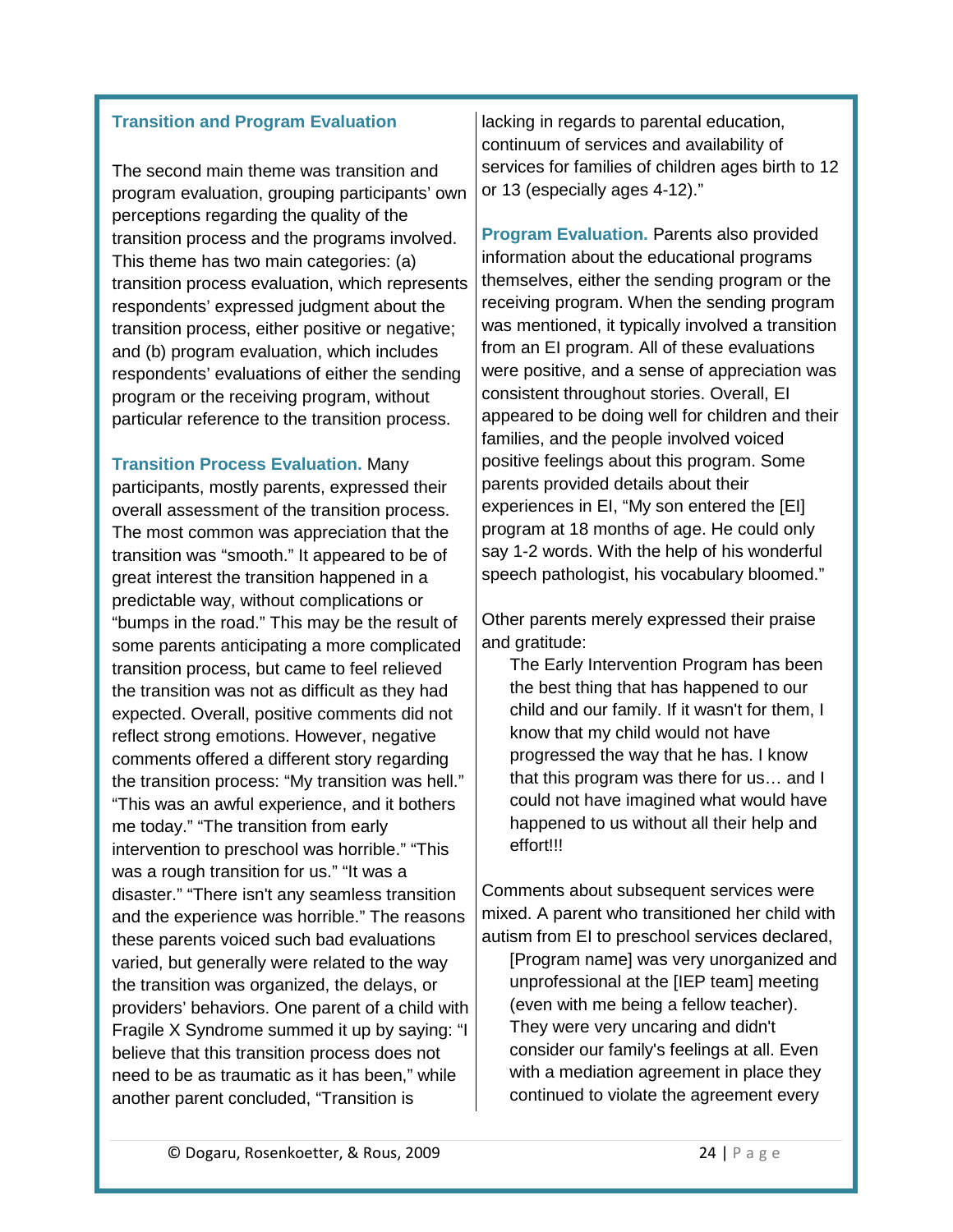### Transition and Program Evaluation

The second main theme was transition and program evaluation, grouping participants' own perceptions regarding the quality of the transition process and the programs involved. This theme has two main categories: (a) transition process evaluation, which represents respondents' expressed judgment about the transition process, either positive or negative; and (b) program evaluation, which includes respondents' evaluations of either the sending program or the receiving program, without particular reference to the transition process.

**Transition Process Evaluation.** Many participants, mostly parents, expressed their overall assessment of the transition process. The most common was appreciation that the transition was "smooth." It appeared to be of great interest the transition happened in a predictable way, without complications or "bumps in the road." This may be the result of some parents anticipating a more complicated transition process, but came to feel relieved the transition was not as difficult as they had expected. Overall, positive comments did not reflect strong emotions. However, negative comments offered a different story regarding the transition process: "My transition was hell." "This was an awful experience, and it bothers me today." "The transition from early intervention to preschool was horrible." "This was a rough transition for us." "It was a disaster." "There isn't any seamless transition and the experience was horrible." The reasons these parents voiced such bad evaluations varied, but generally were related to the way the transition was organized, the delays, or providers' behaviors. One parent of a child with Fragile X Syndrome summed it up by saying: "I believe that this transition process does not need to be as traumatic as it has been," while another parent concluded, "Transition is lacking in regards to parental education, continuum of services and availability of services for families of children ages birth to 12 or 13 (especially ages 4-12)."

**Program Evaluation.** Parents also provided information about the educational programs themselves, either the sending program or the receiving program. When the sending program was mentioned, it typically involved a transition from an EI program. All of these evaluations were positive, and a sense of appreciation was consistent throughout stories. Overall, EI appeared to be doing well for children and their families, and the people involved voiced positive feelings about this program. Some parents provided details about their experiences in EI, "My son entered the [EI] program at 18 months of age. He could only say 1-2 words. With the help of his wonderful speech pathologist, his vocabulary bloomed."

Other parents merely expressed their praise and gratitude:

> The Early Intervention Program has been the best thing that has happened to our child and our family. If it wasn't for them, I know that my child would not have progressed the way that he has. I know that this program was there for us… and I could not have imagined what would have happened to us without all their help and effort!!!

Comments about subsequent services were mixed. A parent who transitioned her child with autism from EI to preschool services declared,

> [Program name] was very unorganized and unprofessional at the [IEP team] meeting (even with me being a fellow teacher). They were very uncaring and didn't consider our family's feelings at all. Even with a mediation agreement in place they continued to violate the agreement every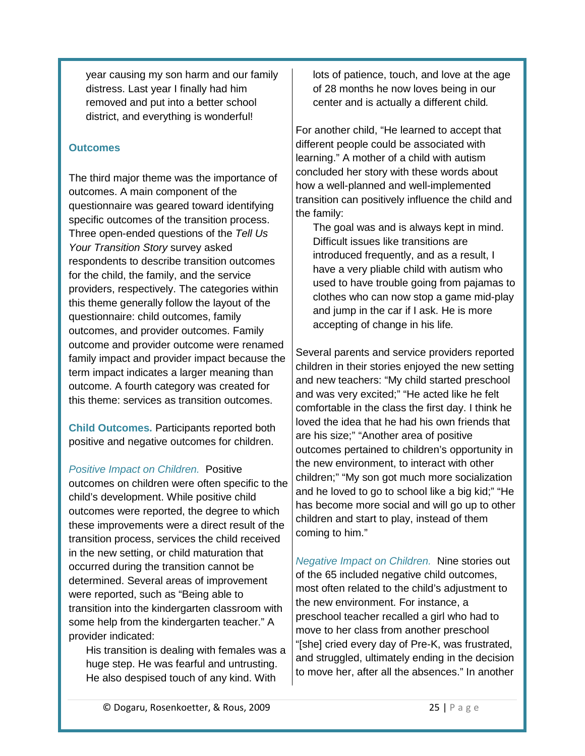> year causing my son harm and our family distress. Last year I finally had him removed and put into a better school district, and everything is wonderful!

## Outcomes

The third major theme was the importance of outcomes. A main component of the questionnaire was geared toward identifying specific outcomes of the transition process. Three open-ended questions of the *Tell Us Your Transition Story* survey asked respondents to describe transition outcomes for the child, the family, and the service providers, respectively. The categories within this theme generally follow the layout of the questionnaire: child outcomes, family outcomes, and provider outcomes. Family outcome and provider outcome were renamed family impact and provider impact because the term impact indicates a larger meaning than outcome. A fourth category was created for this theme: services as transition outcomes.

**Child Outcomes.** Participants reported both positive and negative outcomes for children.

*Positive Impact on Children.* Positive outcomes on children were often specific to the child's development. While positive child outcomes were reported, the degree to which these improvements were a direct result of the transition process, services the child received in the new setting, or child maturation that occurred during the transition cannot be determined. Several areas of improvement were reported, such as "Being able to transition into the kindergarten classroom with some help from the kindergarten teacher." A provider indicated:

> His transition is dealing with females was a huge step. He was fearful and untrusting. He also despised touch of any kind. With lots of patience, touch, and love at the age of 28 months he now loves being in our center and is actually a different child.

For another child, "He learned to accept that different people could be associated with learning." A mother of a child with autism concluded her story with these words about how a well-planned and well-implemented transition can positively influence the child and the family:

> The goal was and is always kept in mind. Difficult issues like transitions are introduced frequently, and as a result, I have a very pliable child with autism who used to have trouble going from pajamas to clothes who can now stop a game mid-play and jump in the car if I ask. He is more accepting of change in his life.

Several parents and service providers reported children in their stories enjoyed the new setting and new teachers: "My child started preschool and was very excited;" "He acted like he felt comfortable in the class the first day. I think he loved the idea that he had his own friends that are his size;" "Another area of positive outcomes pertained to children's opportunity in the new environment, to interact with other children;" "My son got much more socialization and he loved to go to school like a big kid;" "He has become more social and will go up to other children and start to play, instead of them coming to him."

*Negative Impact on Children.* Nine stories out of the 65 included negative child outcomes, most often related to the child's adjustment to the new environment. For instance, a preschool teacher recalled a girl who had to move to her class from another preschool "[she] cried every day of Pre-K, was frustrated, and struggled, ultimately ending in the decision to move her, after all the absences." In another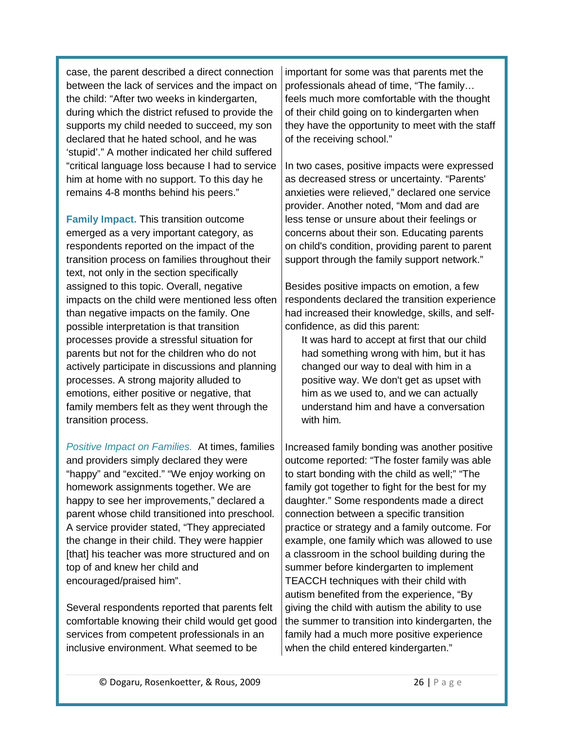case, the parent described a direct connection between the lack of services and the impact on the child: "After two weeks in kindergarten, during which the district refused to provide the supports my child needed to succeed, my son declared that he hated school, and he was 'stupid'." A mother indicated her child suffered "critical language loss because I had to service him at home with no support. To this day he remains 4-8 months behind his peers."

**Family Impact.** This transition outcome emerged as a very important category, as respondents reported on the impact of the transition process on families throughout their text, not only in the section specifically assigned to this topic. Overall, negative impacts on the child were mentioned less often than negative impacts on the family. One possible interpretation is that transition processes provide a stressful situation for parents but not for the children who do not actively participate in discussions and planning processes. A strong majority alluded to emotions, either positive or negative, that family members felt as they went through the transition process.

*Positive Impact on Families.* At times, families and providers simply declared they were "happy" and "excited." "We enjoy working on homework assignments together. We are happy to see her improvements," declared a parent whose child transitioned into preschool. A service provider stated, "They appreciated the change in their child. They were happier [that] his teacher was more structured and on top of and knew her child and encouraged/praised him".

Several respondents reported that parents felt comfortable knowing their child would get good services from competent professionals in an inclusive environment. What seemed to be important for some was that parents met the professionals ahead of time, "The family… feels much more comfortable with the thought of their child going on to kindergarten when they have the opportunity to meet with the staff of the receiving school."

In two cases, positive impacts were expressed as decreased stress or uncertainty. "Parents' anxieties were relieved," declared one service provider. Another noted, "Mom and dad are less tense or unsure about their feelings or concerns about their son. Educating parents on child's condition, providing parent to parent support through the family support network."

Besides positive impacts on emotion, a few respondents declared the transition experience had increased their knowledge, skills, and self-confidence, as did this parent:

> It was hard to accept at first that our child had something wrong with him, but it has changed our way to deal with him in a positive way. We don't get as upset with him as we used to, and we can actually understand him and have a conversation with him.

Increased family bonding was another positive outcome reported: "The foster family was able to start bonding with the child as well;" "The family got together to fight for the best for my daughter." Some respondents made a direct connection between a specific transition practice or strategy and a family outcome. For example, one family which was allowed to use a classroom in the school building during the summer before kindergarten to implement TEACCH techniques with their child with autism benefited from the experience, "By giving the child with autism the ability to use the summer to transition into kindergarten, the family had a much more positive experience when the child entered kindergarten."

© Dogaru, Rosenkoetter, & Rous, 2009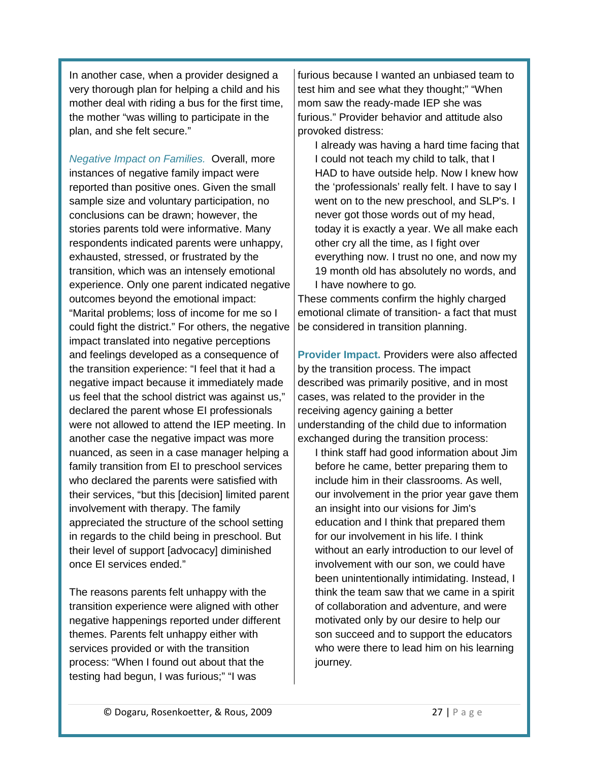In another case, when a provider designed a very thorough plan for helping a child and his mother deal with riding a bus for the first time, the mother "was willing to participate in the plan, and she felt secure."

*Negative Impact on Families.* Overall, more instances of negative family impact were reported than positive ones. Given the small sample size and voluntary participation, no conclusions can be drawn; however, the stories parents told were informative. Many respondents indicated parents were unhappy, exhausted, stressed, or frustrated by the transition, which was an intensely emotional experience. Only one parent indicated negative outcomes beyond the emotional impact: "Marital problems; loss of income for me so I could fight the district." For others, the negative impact translated into negative perceptions and feelings developed as a consequence of the transition experience: "I feel that it had a negative impact because it immediately made us feel that the school district was against us," declared the parent whose EI professionals were not allowed to attend the IEP meeting. In another case the negative impact was more nuanced, as seen in a case manager helping a family transition from EI to preschool services who declared the parents were satisfied with their services, "but this [decision] limited parent involvement with therapy. The family appreciated the structure of the school setting in regards to the child being in preschool. But their level of support [advocacy] diminished once EI services ended."

The reasons parents felt unhappy with the transition experience were aligned with other negative happenings reported under different themes. Parents felt unhappy either with services provided or with the transition process: "When I found out about that the testing had begun, I was furious;" "I was furious because I wanted an unbiased team to test him and see what they thought;" "When mom saw the ready-made IEP she was furious." Provider behavior and attitude also provoked distress:

> I already was having a hard time facing that I could not teach my child to talk, that I HAD to have outside help. Now I knew how the 'professionals' really felt. I have to say I went on to the new preschool, and SLP's. I never got those words out of my head, today it is exactly a year. We all make each other cry all the time, as I fight over everything now. I trust no one, and now my 19 month old has absolutely no words, and I have nowhere to go.

These comments confirm the highly charged emotional climate of transition- a fact that must be considered in transition planning.

**Provider Impact.** Providers were also affected by the transition process. The impact described was primarily positive, and in most cases, was related to the provider in the receiving agency gaining a better understanding of the child due to information exchanged during the transition process:

> I think staff had good information about Jim before he came, better preparing them to include him in their classrooms. As well, our involvement in the prior year gave them an insight into our visions for Jim's education and I think that prepared them for our involvement in his life. I think without an early introduction to our level of involvement with our son, we could have been unintentionally intimidating. Instead, I think the team saw that we came in a spirit of collaboration and adventure, and were motivated only by our desire to help our son succeed and to support the educators who were there to lead him on his learning journey.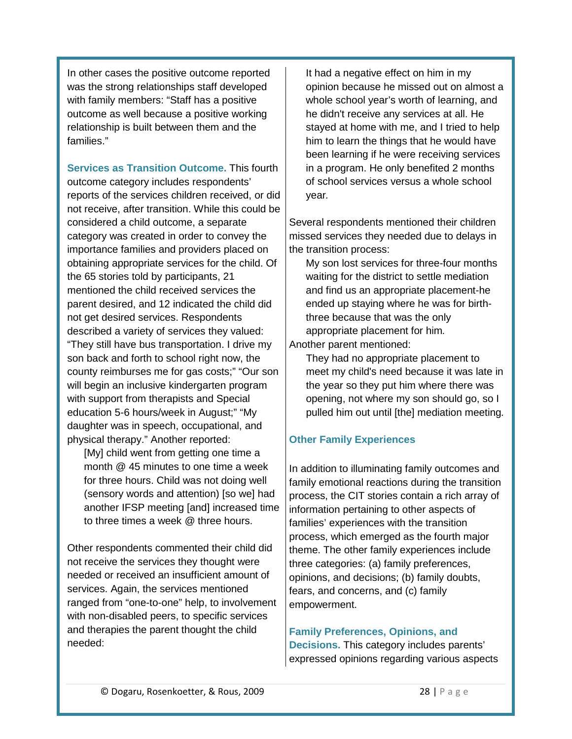In other cases the positive outcome reported was the strong relationships staff developed with family members: "Staff has a positive outcome as well because a positive working relationship is built between them and the families."

**Services as Transition Outcome.** This fourth outcome category includes respondents' reports of the services children received, or did not receive, after transition. While this could be considered a child outcome, a separate category was created in order to convey the importance families and providers placed on obtaining appropriate services for the child. Of the 65 stories told by participants, 21 mentioned the child received services the parent desired, and 12 indicated the child did not get desired services. Respondents described a variety of services they valued: "They still have bus transportation. I drive my son back and forth to school right now, the county reimburses me for gas costs;" "Our son will begin an inclusive kindergarten program with support from therapists and Special education 5-6 hours/week in August;" "My daughter was in speech, occupational, and physical therapy." Another reported:

> [My] child went from getting one time a month @ 45 minutes to one time a week for three hours. Child was not doing well (sensory words and attention) [so we] had another IFSP meeting [and] increased time to three times a week @ three hours.

Other respondents commented their child did not receive the services they thought were needed or received an insufficient amount of services. Again, the services mentioned ranged from "one-to-one" help, to involvement with non-disabled peers, to specific services and therapies the parent thought the child needed:

> It had a negative effect on him in my opinion because he missed out on almost a whole school year's worth of learning, and he didn't receive any services at all. He stayed at home with me, and I tried to help him to learn the things that he would have been learning if he were receiving services in a program. He only benefited 2 months of school services versus a whole school year.

Several respondents mentioned their children missed services they needed due to delays in the transition process:

> My son lost services for three-four months waiting for the district to settle mediation and find us an appropriate placement-he ended up staying where he was for birth-three because that was the only appropriate placement for him.

Another parent mentioned:

> They had no appropriate placement to meet my child's need because it was late in the year so they put him where there was opening, not where my son should go, so I pulled him out until [the] mediation meeting.

## Other Family Experiences

In addition to illuminating family outcomes and family emotional reactions during the transition process, the CIT stories contain a rich array of information pertaining to other aspects of families' experiences with the transition process, which emerged as the fourth major theme. The other family experiences include three categories: (a) family preferences, opinions, and decisions; (b) family doubts, fears, and concerns, and (c) family empowerment.

**Family Preferences, Opinions, and Decisions.** This category includes parents' expressed opinions regarding various aspects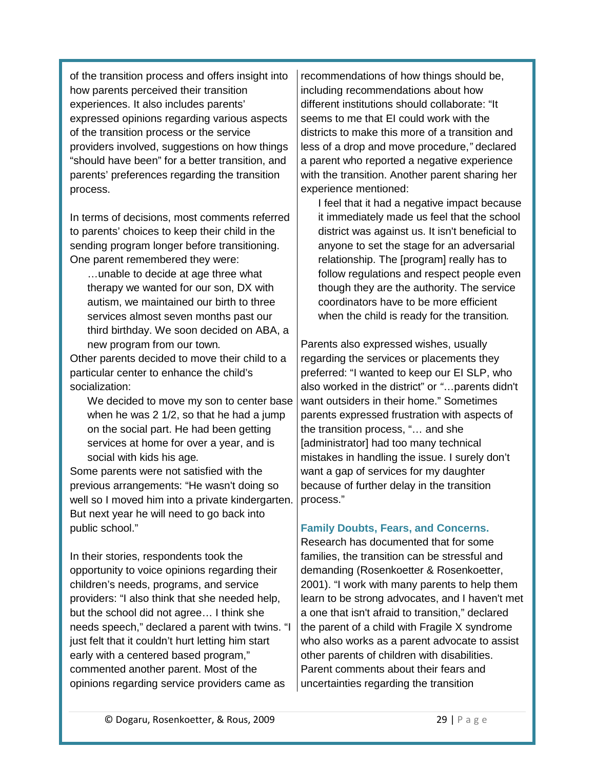of the transition process and offers insight into how parents perceived their transition experiences. It also includes parents' expressed opinions regarding various aspects of the transition process or the service providers involved, suggestions on how things "should have been" for a better transition, and parents' preferences regarding the transition process.

In terms of decisions, most comments referred to parents' choices to keep their child in the sending program longer before transitioning. One parent remembered they were:

> …unable to decide at age three what therapy we wanted for our son, DX with autism, we maintained our birth to three services almost seven months past our third birthday. We soon decided on ABA, a new program from our town.

Other parents decided to move their child to a particular center to enhance the child's socialization:

> We decided to move my son to center base when he was 2 1/2, so that he had a jump on the social part. He had been getting services at home for over a year, and is social with kids his age.

Some parents were not satisfied with the previous arrangements: "He wasn't doing so well so I moved him into a private kindergarten. But next year he will need to go back into public school."

In their stories, respondents took the opportunity to voice opinions regarding their children's needs, programs, and service providers: "I also think that she needed help, but the school did not agree… I think she needs speech," declared a parent with twins. "I just felt that it couldn't hurt letting him start early with a centered based program," commented another parent. Most of the opinions regarding service providers came as recommendations of how things should be, including recommendations about how different institutions should collaborate: "It seems to me that EI could work with the districts to make this more of a transition and less of a drop and move procedure," declared a parent who reported a negative experience with the transition. Another parent sharing her experience mentioned:

> I feel that it had a negative impact because it immediately made us feel that the school district was against us. It isn't beneficial to anyone to set the stage for an adversarial relationship. The [program] really has to follow regulations and respect people even though they are the authority. The service coordinators have to be more efficient when the child is ready for the transition.

Parents also expressed wishes, usually regarding the services or placements they preferred: "I wanted to keep our EI SLP, who also worked in the district" or "…parents didn't want outsiders in their home." Sometimes parents expressed frustration with aspects of the transition process, "… and she [administrator] had too many technical mistakes in handling the issue. I surely don't want a gap of services for my daughter because of further delay in the transition process."

### Family Doubts, Fears, and Concerns.

Research has documented that for some families, the transition can be stressful and demanding (Rosenkoetter & Rosenkoetter, 2001). "I work with many parents to help them learn to be strong advocates, and I haven't met a one that isn't afraid to transition," declared the parent of a child with Fragile X syndrome who also works as a parent advocate to assist other parents of children with disabilities. Parent comments about their fears and uncertainties regarding the transition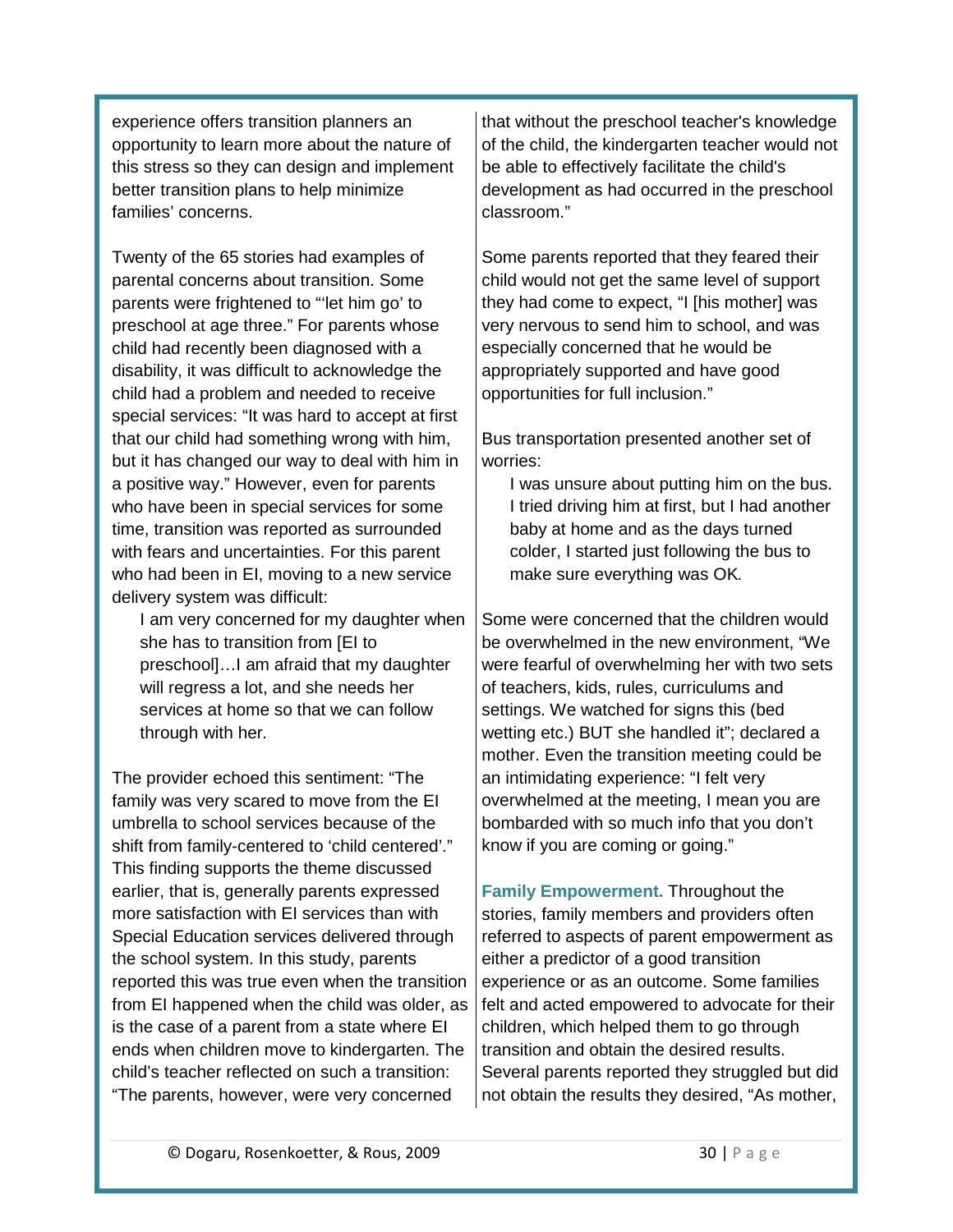experience offers transition planners an opportunity to learn more about the nature of this stress so they can design and implement better transition plans to help minimize families' concerns.

Twenty of the 65 stories had examples of parental concerns about transition. Some parents were frightened to "'let him go' to preschool at age three." For parents whose child had recently been diagnosed with a disability, it was difficult to acknowledge the child had a problem and needed to receive special services: "It was hard to accept at first that our child had something wrong with him, but it has changed our way to deal with him in a positive way." However, even for parents who have been in special services for some time, transition was reported as surrounded with fears and uncertainties. For this parent who had been in EI, moving to a new service delivery system was difficult:

> I am very concerned for my daughter when she has to transition from [EI to preschool]…I am afraid that my daughter will regress a lot, and she needs her services at home so that we can follow through with her.

The provider echoed this sentiment: "The family was very scared to move from the EI umbrella to school services because of the shift from family-centered to 'child centered'." This finding supports the theme discussed earlier, that is, generally parents expressed more satisfaction with EI services than with Special Education services delivered through the school system. In this study, parents reported this was true even when the transition from EI happened when the child was older, as is the case of a parent from a state where EI ends when children move to kindergarten. The child's teacher reflected on such a transition: "The parents, however, were very concerned that without the preschool teacher's knowledge of the child, the kindergarten teacher would not be able to effectively facilitate the child's development as had occurred in the preschool classroom."

Some parents reported that they feared their child would not get the same level of support they had come to expect, "I [his mother] was very nervous to send him to school, and was especially concerned that he would be appropriately supported and have good opportunities for full inclusion."

Bus transportation presented another set of worries:

> I was unsure about putting him on the bus. I tried driving him at first, but I had another baby at home and as the days turned colder, I started just following the bus to make sure everything was OK*.*

Some were concerned that the children would be overwhelmed in the new environment, "We were fearful of overwhelming her with two sets of teachers, kids, rules, curriculums and settings. We watched for signs this (bed wetting etc.) BUT she handled it"; declared a mother. Even the transition meeting could be an intimidating experience: "I felt very overwhelmed at the meeting, I mean you are bombarded with so much info that you don't know if you are coming or going."

**Family Empowerment.** Throughout the stories, family members and providers often referred to aspects of parent empowerment as either a predictor of a good transition experience or as an outcome. Some families felt and acted empowered to advocate for their children, which helped them to go through transition and obtain the desired results. Several parents reported they struggled but did not obtain the results they desired, "As mother,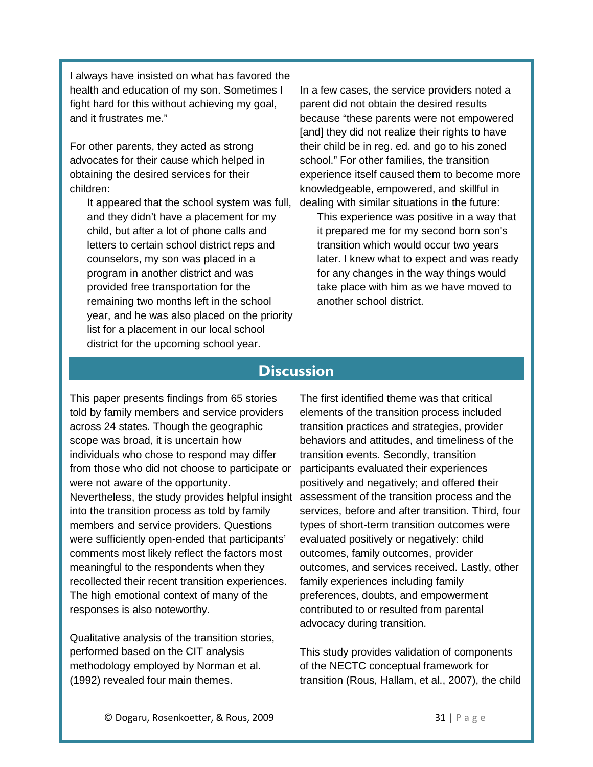I always have insisted on what has favored the health and education of my son. Sometimes I fight hard for this without achieving my goal, and it frustrates me."

For other parents, they acted as strong advocates for their cause which helped in obtaining the desired services for their children:

> It appeared that the school system was full, and they didn't have a placement for my child, but after a lot of phone calls and letters to certain school district reps and counselors, my son was placed in a program in another district and was provided free transportation for the remaining two months left in the school year, and he was also placed on the priority list for a placement in our local school district for the upcoming school year.

In a few cases, the service providers noted a parent did not obtain the desired results because "these parents were not empowered [and] they did not realize their rights to have their child be in reg. ed. and go to his zoned school." For other families, the transition experience itself caused them to become more knowledgeable, empowered, and skillful in dealing with similar situations in the future:

> This experience was positive in a way that it prepared me for my second born son's transition which would occur two years later. I knew what to expect and was ready for any changes in the way things would take place with him as we have moved to another school district.

## Discussion

This paper presents findings from 65 stories told by family members and service providers across 24 states. Though the geographic scope was broad, it is uncertain how individuals who chose to respond may differ from those who did not choose to participate or were not aware of the opportunity. Nevertheless, the study provides helpful insight into the transition process as told by family members and service providers. Questions were sufficiently open-ended that participants' comments most likely reflect the factors most meaningful to the respondents when they recollected their recent transition experiences. The high emotional context of many of the responses is also noteworthy.

Qualitative analysis of the transition stories, performed based on the CIT analysis methodology employed by Norman et al. (1992) revealed four main themes.

The first identified theme was that critical elements of the transition process included transition practices and strategies, provider behaviors and attitudes, and timeliness of the transition events. Secondly, transition participants evaluated their experiences positively and negatively; and offered their assessment of the transition process and the services, before and after transition. Third, four types of short-term transition outcomes were evaluated positively or negatively: child outcomes, family outcomes, provider outcomes, and services received. Lastly, other family experiences including family preferences, doubts, and empowerment contributed to or resulted from parental advocacy during transition.

This study provides validation of components of the NECTC conceptual framework for transition (Rous, Hallam, et al., 2007), the child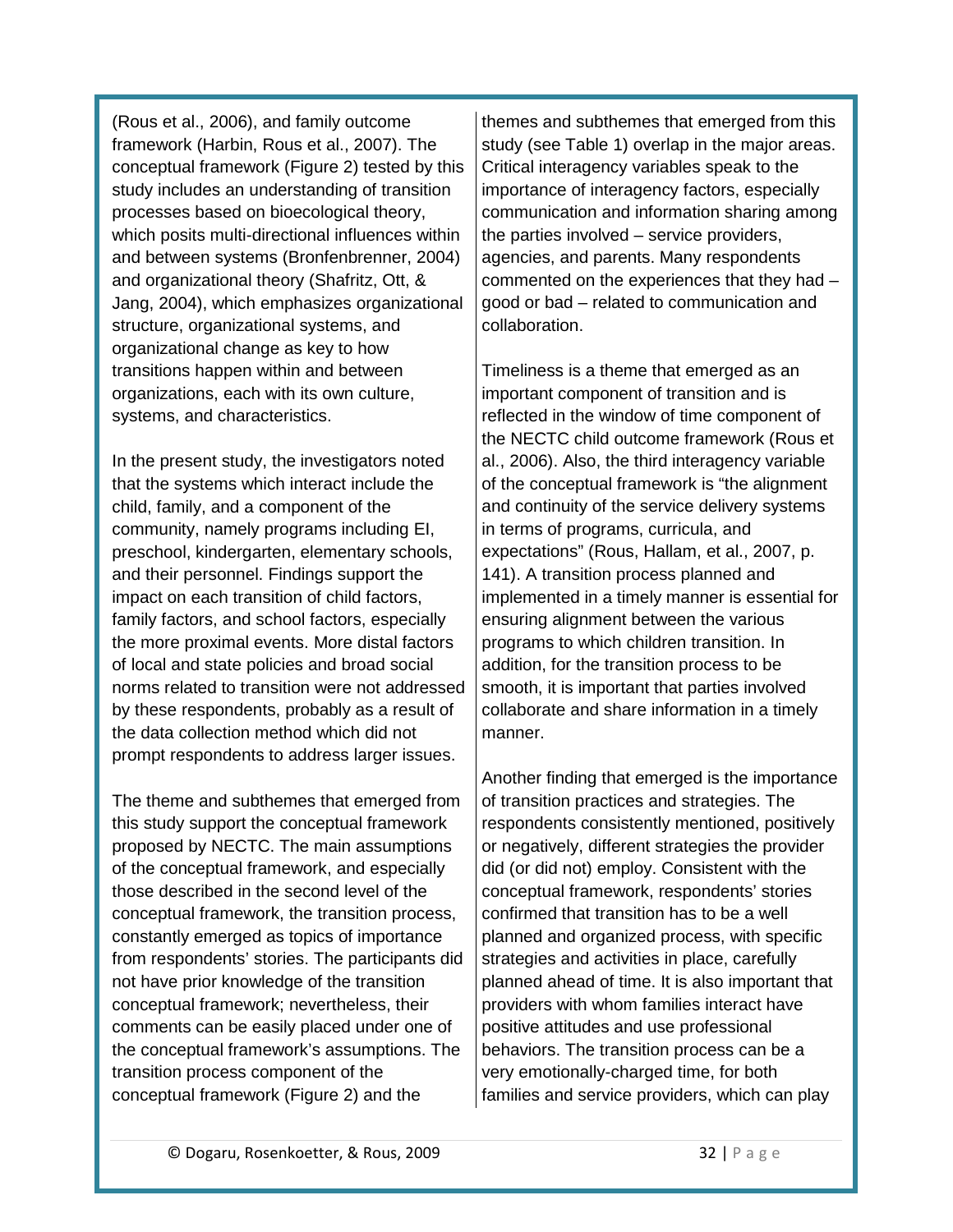(Rous et al., 2006), and family outcome framework (Harbin, Rous et al., 2007). The conceptual framework (Figure 2) tested by this study includes an understanding of transition processes based on bioecological theory, which posits multi-directional influences within and between systems (Bronfenbrenner, 2004) and organizational theory (Shafritz, Ott, & Jang, 2004), which emphasizes organizational structure, organizational systems, and organizational change as key to how transitions happen within and between organizations, each with its own culture, systems, and characteristics.

In the present study, the investigators noted that the systems which interact include the child, family, and a component of the community, namely programs including EI, preschool, kindergarten, elementary schools, and their personnel. Findings support the impact on each transition of child factors, family factors, and school factors, especially the more proximal events. More distal factors of local and state policies and broad social norms related to transition were not addressed by these respondents, probably as a result of the data collection method which did not prompt respondents to address larger issues.

The theme and subthemes that emerged from this study support the conceptual framework proposed by NECTC. The main assumptions of the conceptual framework, and especially those described in the second level of the conceptual framework, the transition process, constantly emerged as topics of importance from respondents' stories. The participants did not have prior knowledge of the transition conceptual framework; nevertheless, their comments can be easily placed under one of the conceptual framework's assumptions. The transition process component of the conceptual framework (Figure 2) and the themes and subthemes that emerged from this study (see Table 1) overlap in the major areas. Critical interagency variables speak to the importance of interagency factors, especially communication and information sharing among the parties involved – service providers, agencies, and parents. Many respondents commented on the experiences that they had – good or bad – related to communication and collaboration.

Timeliness is a theme that emerged as an important component of transition and is reflected in the window of time component of the NECTC child outcome framework (Rous et al., 2006). Also, the third interagency variable of the conceptual framework is "the alignment and continuity of the service delivery systems in terms of programs, curricula, and expectations" (Rous, Hallam, et al., 2007, p. 141). A transition process planned and implemented in a timely manner is essential for ensuring alignment between the various programs to which children transition. In addition, for the transition process to be smooth, it is important that parties involved collaborate and share information in a timely manner.

Another finding that emerged is the importance of transition practices and strategies. The respondents consistently mentioned, positively or negatively, different strategies the provider did (or did not) employ. Consistent with the conceptual framework, respondents' stories confirmed that transition has to be a well planned and organized process, with specific strategies and activities in place, carefully planned ahead of time. It is also important that providers with whom families interact have positive attitudes and use professional behaviors. The transition process can be a very emotionally-charged time, for both families and service providers, which can play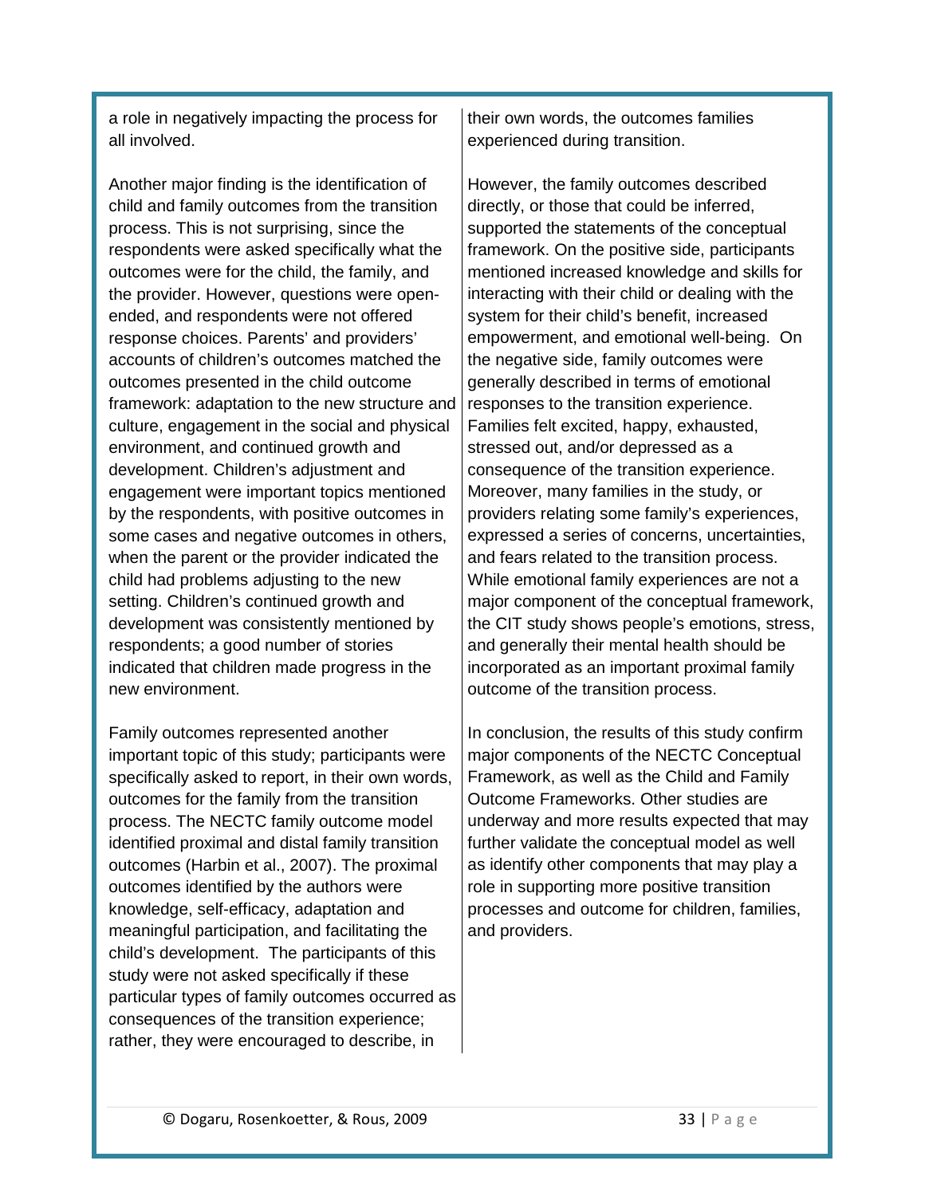a role in negatively impacting the process for all involved.

Another major finding is the identification of child and family outcomes from the transition process. This is not surprising, since the respondents were asked specifically what the outcomes were for the child, the family, and the provider. However, questions were open-ended, and respondents were not offered response choices. Parents' and providers' accounts of children's outcomes matched the outcomes presented in the child outcome framework: adaptation to the new structure and culture, engagement in the social and physical environment, and continued growth and development. Children's adjustment and engagement were important topics mentioned by the respondents, with positive outcomes in some cases and negative outcomes in others, when the parent or the provider indicated the child had problems adjusting to the new setting. Children's continued growth and development was consistently mentioned by respondents; a good number of stories indicated that children made progress in the new environment.

Family outcomes represented another important topic of this study; participants were specifically asked to report, in their own words, outcomes for the family from the transition process. The NECTC family outcome model identified proximal and distal family transition outcomes (Harbin et al., 2007). The proximal outcomes identified by the authors were knowledge, self-efficacy, adaptation and meaningful participation, and facilitating the child's development. The participants of this study were not asked specifically if these particular types of family outcomes occurred as consequences of the transition experience; rather, they were encouraged to describe, in their own words, the outcomes families experienced during transition.

However, the family outcomes described directly, or those that could be inferred, supported the statements of the conceptual framework. On the positive side, participants mentioned increased knowledge and skills for interacting with their child or dealing with the system for their child's benefit, increased empowerment, and emotional well-being. On the negative side, family outcomes were generally described in terms of emotional responses to the transition experience. Families felt excited, happy, exhausted, stressed out, and/or depressed as a consequence of the transition experience. Moreover, many families in the study, or providers relating some family's experiences, expressed a series of concerns, uncertainties, and fears related to the transition process. While emotional family experiences are not a major component of the conceptual framework, the CIT study shows people's emotions, stress, and generally their mental health should be incorporated as an important proximal family outcome of the transition process.

In conclusion, the results of this study confirm major components of the NECTC Conceptual Framework, as well as the Child and Family Outcome Frameworks. Other studies are underway and more results expected that may further validate the conceptual model as well as identify other components that may play a role in supporting more positive transition processes and outcome for children, families, and providers.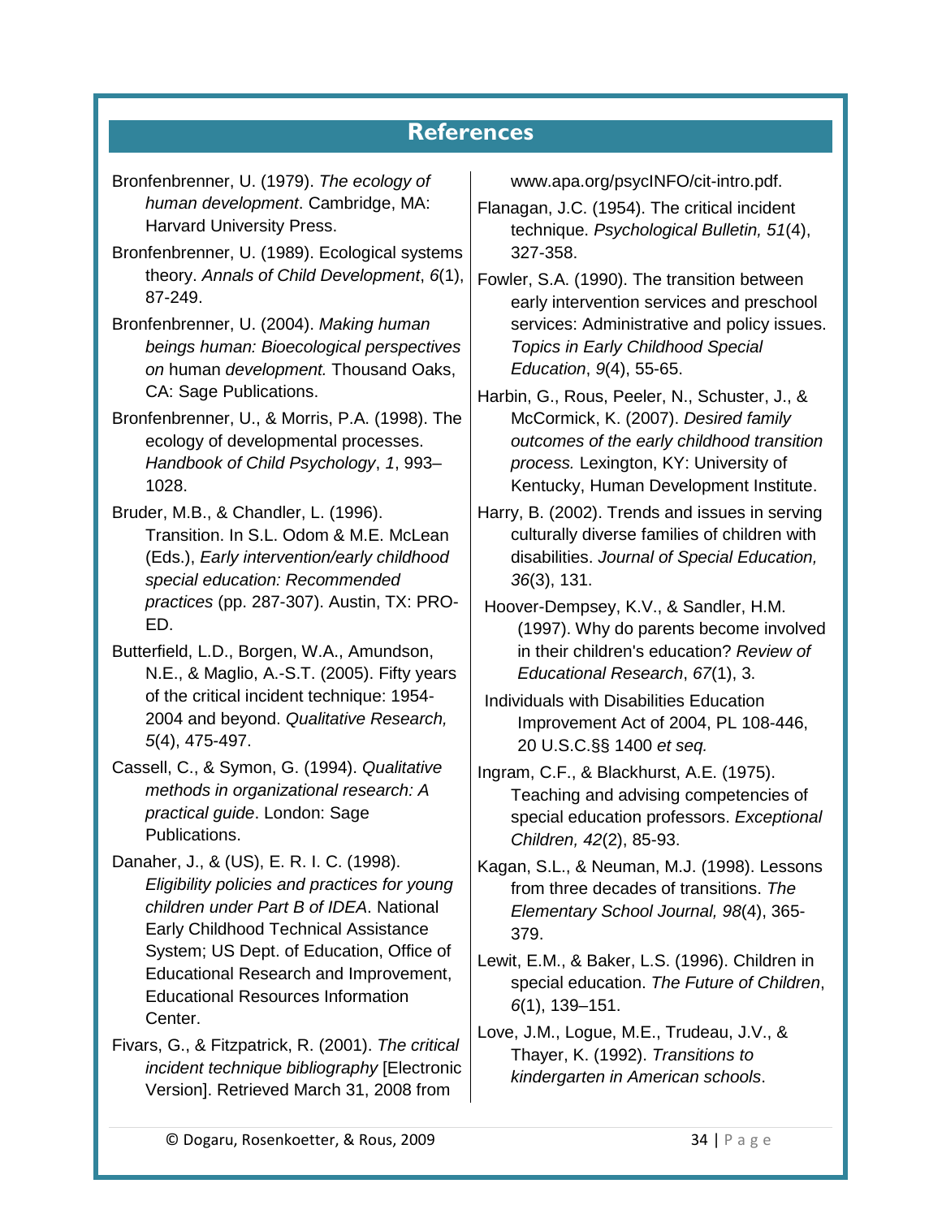# References

Bronfenbrenner, U. (1979). *The ecology of human development*. Cambridge, MA: Harvard University Press.

Bronfenbrenner, U. (1989). Ecological systems theory. *Annals of Child Development*, *6*(1), 87-249.

Bronfenbrenner, U. (2004). *Making human beings human: Bioecological perspectives on* human *development.* Thousand Oaks, CA: Sage Publications.

Bronfenbrenner, U., & Morris, P.A. (1998). The ecology of developmental processes. *Handbook of Child Psychology*, *1*, 993–1028.

Bruder, M.B., & Chandler, L. (1996). Transition. In S.L. Odom & M.E. McLean (Eds.), *Early intervention/early childhood special education: Recommended practices* (pp. 287-307). Austin, TX: PRO-ED.

Butterfield, L.D., Borgen, W.A., Amundson, N.E., & Maglio, A.-S.T. (2005). Fifty years of the critical incident technique: 1954-2004 and beyond. *Qualitative Research, 5*(4), 475-497.

Cassell, C., & Symon, G. (1994). *Qualitative methods in organizational research: A practical guide*. London: Sage Publications.

Danaher, J., & (US), E. R. I. C. (1998). *Eligibility policies and practices for young children under Part B of IDEA*. National Early Childhood Technical Assistance System; US Dept. of Education, Office of Educational Research and Improvement, Educational Resources Information Center.

Fivars, G., & Fitzpatrick, R. (2001). *The critical incident technique bibliography* [Electronic Version]. Retrieved March 31, 2008 from www.apa.org/psycINFO/cit-intro.pdf.

Flanagan, J.C. (1954). The critical incident technique. *Psychological Bulletin, 51*(4), 327-358.

Fowler, S.A. (1990). The transition between early intervention services and preschool services: Administrative and policy issues. *Topics in Early Childhood Special Education*, *9*(4), 55-65.

Harbin, G., Rous, Peeler, N., Schuster, J., & McCormick, K. (2007). *Desired family outcomes of the early childhood transition process.* Lexington, KY: University of Kentucky, Human Development Institute.

Harry, B. (2002). Trends and issues in serving culturally diverse families of children with disabilities. *Journal of Special Education, 36*(3), 131.

Hoover-Dempsey, K.V., & Sandler, H.M. (1997). Why do parents become involved in their children's education? *Review of Educational Research*, *67*(1), 3.

Individuals with Disabilities Education Improvement Act of 2004, PL 108-446, 20 U.S.C.§§ 1400 *et seq.*

Ingram, C.F., & Blackhurst, A.E. (1975). Teaching and advising competencies of special education professors. *Exceptional Children, 42*(2), 85-93.

Kagan, S.L., & Neuman, M.J. (1998). Lessons from three decades of transitions. *The Elementary School Journal, 98*(4), 365-379.

Lewit, E.M., & Baker, L.S. (1996). Children in special education. *The Future of Children*, *6*(1), 139–151.

Love, J.M., Logue, M.E., Trudeau, J.V., & Thayer, K. (1992). *Transitions to kindergarten in American schools*.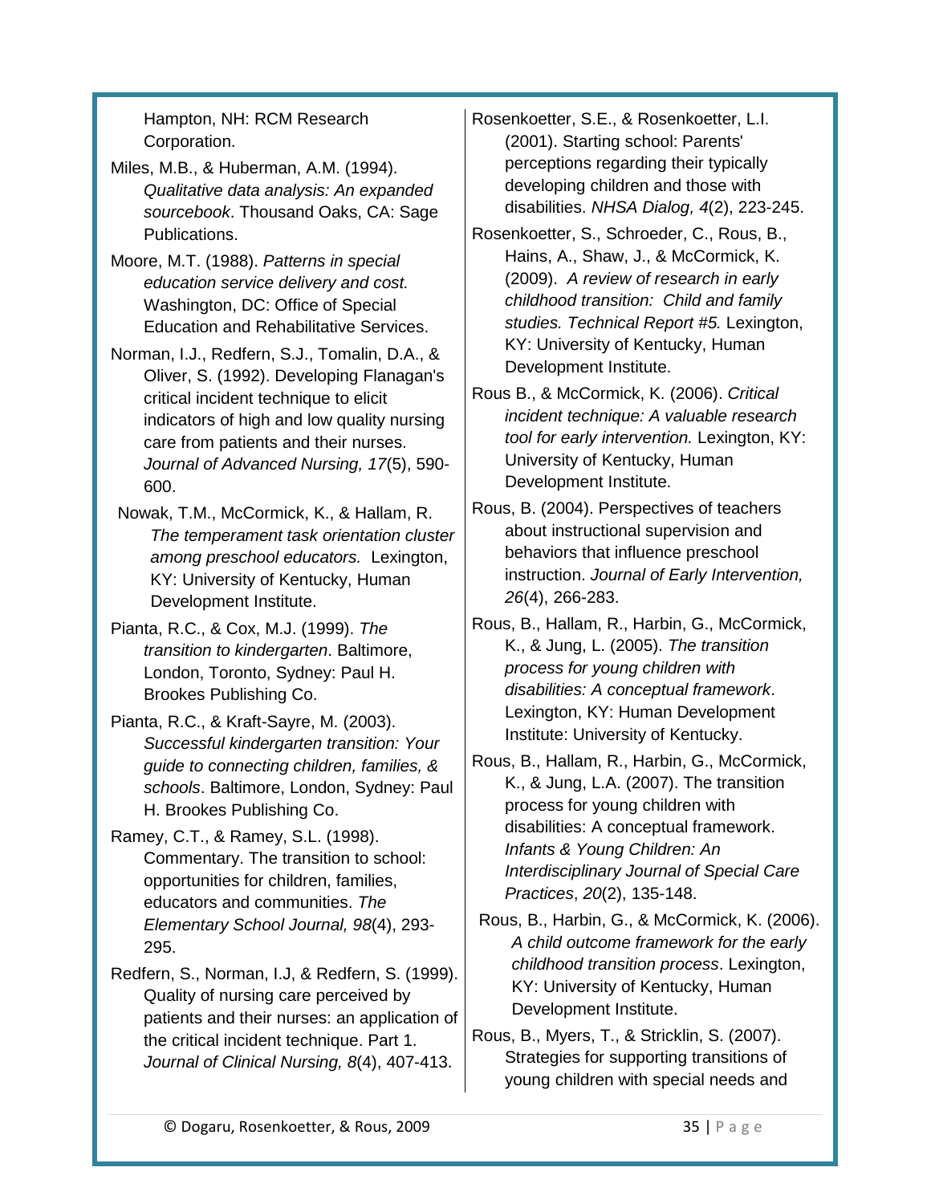Hampton, NH: RCM Research Corporation.

Miles, M.B., & Huberman, A.M. (1994). *Qualitative data analysis: An expanded sourcebook*. Thousand Oaks, CA: Sage Publications.

Moore, M.T. (1988). *Patterns in special education service delivery and cost.* Washington, DC: Office of Special Education and Rehabilitative Services.

Norman, I.J., Redfern, S.J., Tomalin, D.A., & Oliver, S. (1992). Developing Flanagan's critical incident technique to elicit indicators of high and low quality nursing care from patients and their nurses. *Journal of Advanced Nursing, 17*(5), 590-600.

Nowak, T.M., McCormick, K., & Hallam, R. *The temperament task orientation cluster among preschool educators.* Lexington, KY: University of Kentucky, Human Development Institute.

Pianta, R.C., & Cox, M.J. (1999). *The transition to kindergarten*. Baltimore, London, Toronto, Sydney: Paul H. Brookes Publishing Co.

Pianta, R.C., & Kraft-Sayre, M. (2003). *Successful kindergarten transition: Your guide to connecting children, families, & schools*. Baltimore, London, Sydney: Paul H. Brookes Publishing Co.

Ramey, C.T., & Ramey, S.L. (1998). Commentary. The transition to school: opportunities for children, families, educators and communities. *The Elementary School Journal, 98*(4), 293-295.

Redfern, S., Norman, I.J, & Redfern, S. (1999). Quality of nursing care perceived by patients and their nurses: an application of the critical incident technique. Part 1. *Journal of Clinical Nursing, 8*(4), 407-413.

Rosenkoetter, S.E., & Rosenkoetter, L.I. (2001). Starting school: Parents' perceptions regarding their typically developing children and those with disabilities. *NHSA Dialog, 4*(2), 223-245.

Rosenkoetter, S., Schroeder, C., Rous, B., Hains, A., Shaw, J., & McCormick, K. (2009). *A review of research in early childhood transition: Child and family studies. Technical Report #5.* Lexington, KY: University of Kentucky, Human Development Institute.

Rous B., & McCormick, K. (2006). *Critical incident technique: A valuable research tool for early intervention.* Lexington, KY: University of Kentucky, Human Development Institute.

Rous, B. (2004). Perspectives of teachers about instructional supervision and behaviors that influence preschool instruction. *Journal of Early Intervention, 26*(4), 266-283.

Rous, B., Hallam, R., Harbin, G., McCormick, K., & Jung, L. (2005). *The transition process for young children with disabilities: A conceptual framework*. Lexington, KY: Human Development Institute: University of Kentucky.

Rous, B., Hallam, R., Harbin, G., McCormick, K., & Jung, L.A. (2007). The transition process for young children with disabilities: A conceptual framework. *Infants & Young Children: An Interdisciplinary Journal of Special Care Practices*, *20*(2), 135-148.

Rous, B., Harbin, G., & McCormick, K. (2006). *A child outcome framework for the early childhood transition process*. Lexington, KY: University of Kentucky, Human Development Institute.

Rous, B., Myers, T., & Stricklin, S. (2007). Strategies for supporting transitions of young children with special needs and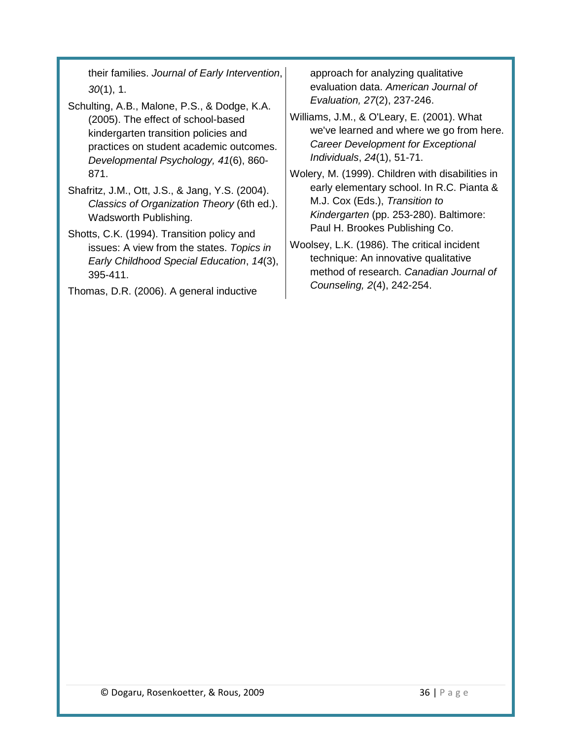their families. *Journal of Early Intervention*, *30*(1), 1.

Schulting, A.B., Malone, P.S., & Dodge, K.A. (2005). The effect of school-based kindergarten transition policies and practices on student academic outcomes. *Developmental Psychology, 41*(6), 860-871.

Shafritz, J.M., Ott, J.S., & Jang, Y.S. (2004). *Classics of Organization Theory* (6th ed.). Wadsworth Publishing.

Shotts, C.K. (1994). Transition policy and issues: A view from the states. *Topics in Early Childhood Special Education*, *14*(3), 395-411.

Thomas, D.R. (2006). A general inductive approach for analyzing qualitative evaluation data. *American Journal of Evaluation, 27*(2), 237-246.

Williams, J.M., & O'Leary, E. (2001). What we've learned and where we go from here. *Career Development for Exceptional Individuals*, *24*(1), 51-71.

Wolery, M. (1999). Children with disabilities in early elementary school. In R.C. Pianta & M.J. Cox (Eds.), *Transition to Kindergarten* (pp. 253-280). Baltimore: Paul H. Brookes Publishing Co.

Woolsey, L.K. (1986). The critical incident technique: An innovative qualitative method of research. *Canadian Journal of Counseling, 2*(4), 242-254.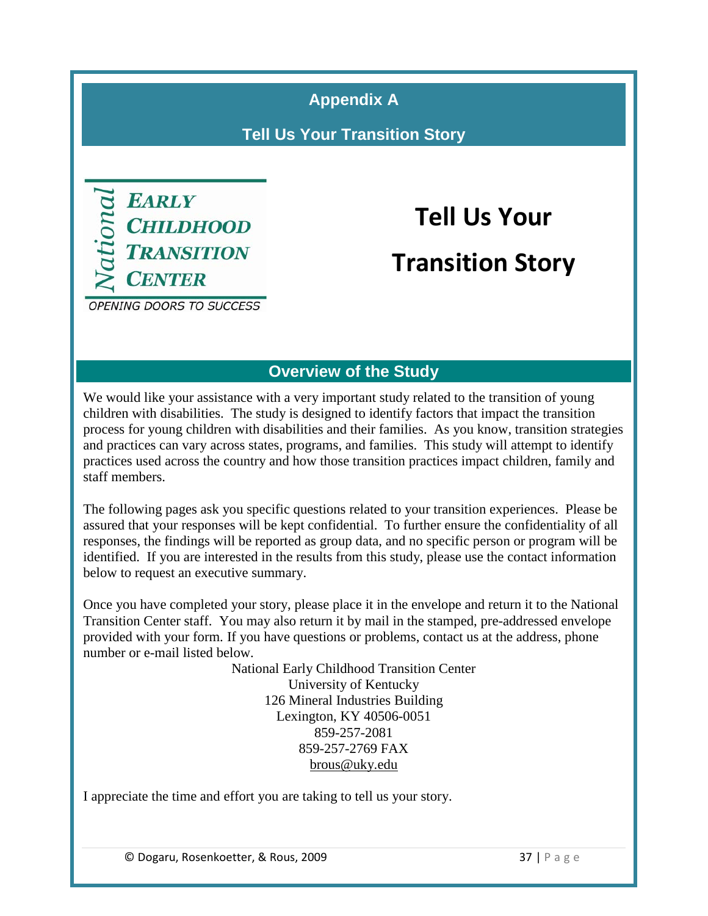# Appendix A

## Tell Us Your Transition Story

National EARLY CHILDHOOD TRANSITION CENTER

OPENING DOORS TO SUCCESS

# Tell Us Your Transition Story

## Overview of the Study

We would like your assistance with a very important study related to the transition of young children with disabilities. The study is designed to identify factors that impact the transition process for young children with disabilities and their families. As you know, transition strategies and practices can vary across states, programs, and families. This study will attempt to identify practices used across the country and how those transition practices impact children, family and staff members.

The following pages ask you specific questions related to your transition experiences. Please be assured that your responses will be kept confidential. To further ensure the confidentiality of all responses, the findings will be reported as group data, and no specific person or program will be identified. If you are interested in the results from this study, please use the contact information below to request an executive summary.

Once you have completed your story, please place it in the envelope and return it to the National Transition Center staff. You may also return it by mail in the stamped, pre-addressed envelope provided with your form. If you have questions or problems, contact us at the address, phone number or e-mail listed below.

National Early Childhood Transition Center
University of Kentucky
126 Mineral Industries Building
Lexington, KY 40506-0051
859-257-2081
859-257-2769 FAX
brous@uky.edu

I appreciate the time and effort you are taking to tell us your story.

© Dogaru, Rosenkoetter, & Rous, 2009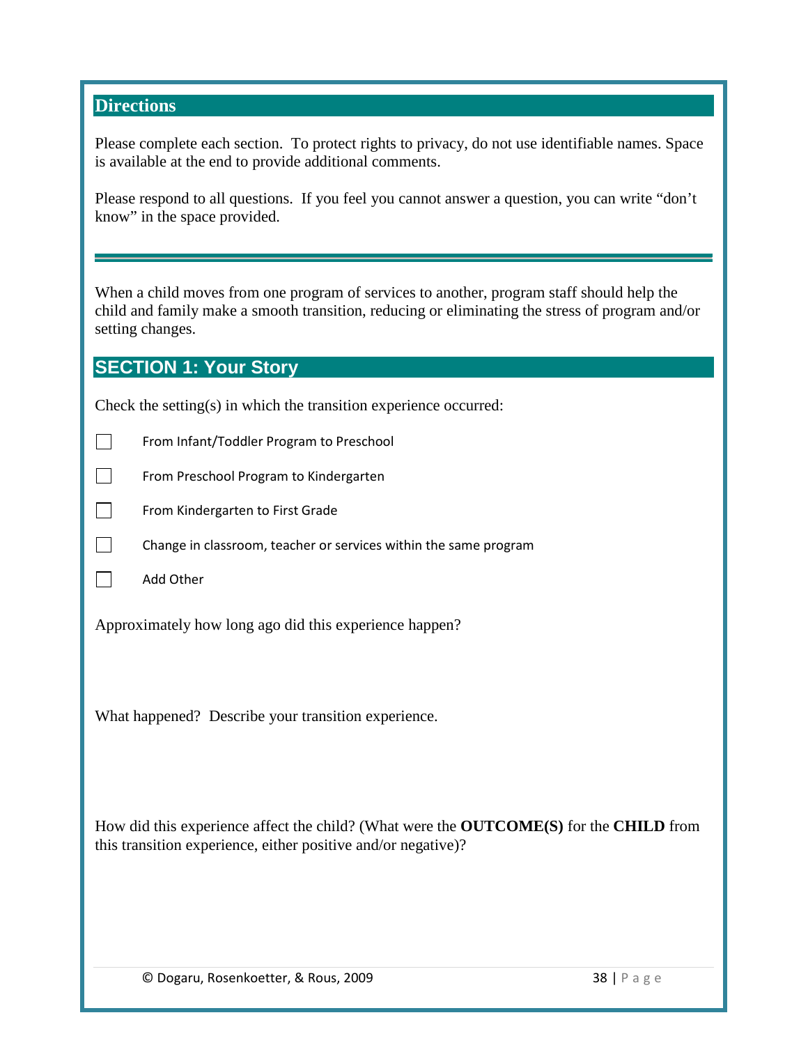## Directions

Please complete each section. To protect rights to privacy, do not use identifiable names. Space is available at the end to provide additional comments.

Please respond to all questions. If you feel you cannot answer a question, you can write "don't know" in the space provided.

---

When a child moves from one program of services to another, program staff should help the child and family make a smooth transition, reducing or eliminating the stress of program and/or setting changes.

## SECTION 1: Your Story

Check the setting(s) in which the transition experience occurred:

- [ ] From Infant/Toddler Program to Preschool
- [ ] From Preschool Program to Kindergarten
- [ ] From Kindergarten to First Grade
- [ ] Change in classroom, teacher or services within the same program
- [ ] Add Other

Approximately how long ago did this experience happen?

What happened? Describe your transition experience.

How did this experience affect the child? (What were the **OUTCOME(S)** for the **CHILD** from this transition experience, either positive and/or negative)?

© Dogaru, Rosenkoetter, & Rous, 2009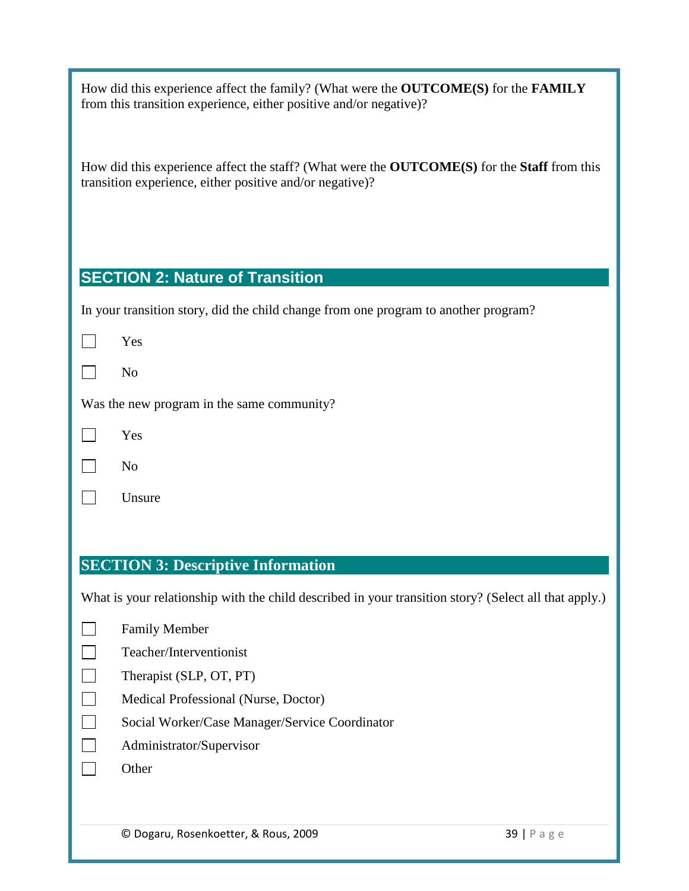How did this experience affect the family? (What were the **OUTCOME(S)** for the **FAMILY** from this transition experience, either positive and/or negative)?

How did this experience affect the staff? (What were the **OUTCOME(S)** for the **Staff** from this transition experience, either positive and/or negative)?

## SECTION 2: Nature of Transition

In your transition story, did the child change from one program to another program?

- ☐ Yes
- ☐ No

Was the new program in the same community?

- ☐ Yes
- ☐ No
- ☐ Unsure

## SECTION 3: Descriptive Information

What is your relationship with the child described in your transition story? (Select all that apply.)

- ☐ Family Member
- ☐ Teacher/Interventionist
- ☐ Therapist (SLP, OT, PT)
- ☐ Medical Professional (Nurse, Doctor)
- ☐ Social Worker/Case Manager/Service Coordinator
- ☐ Administrator/Supervisor
- ☐ Other

© Dogaru, Rosenkoetter, & Rous, 2009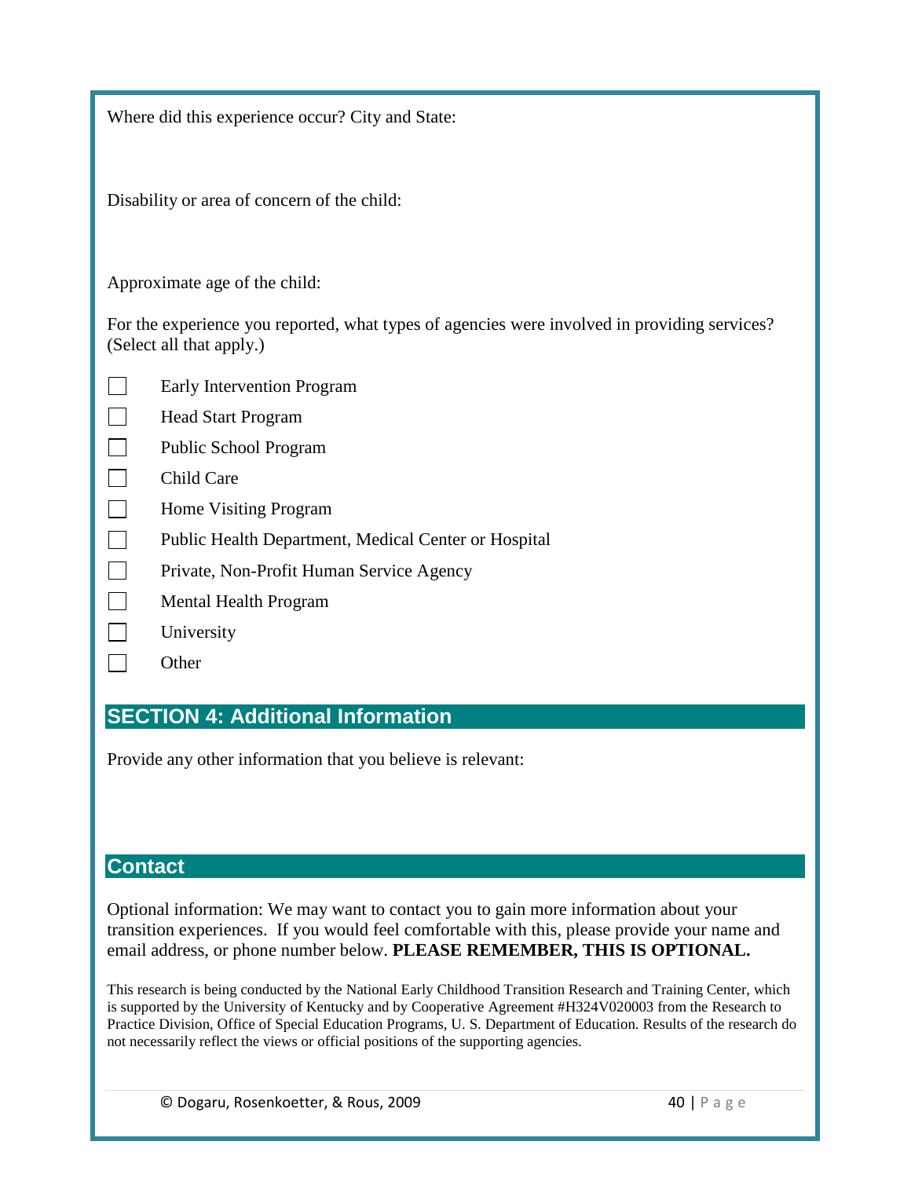Where did this experience occur? City and State:

Disability or area of concern of the child:

Approximate age of the child:

For the experience you reported, what types of agencies were involved in providing services? (Select all that apply.)

- ☐ Early Intervention Program
- ☐ Head Start Program
- ☐ Public School Program
- ☐ Child Care
- ☐ Home Visiting Program
- ☐ Public Health Department, Medical Center or Hospital
- ☐ Private, Non-Profit Human Service Agency
- ☐ Mental Health Program
- ☐ University
- ☐ Other

## SECTION 4: Additional Information

Provide any other information that you believe is relevant:

## Contact

Optional information: We may want to contact you to gain more information about your transition experiences. If you would feel comfortable with this, please provide your name and email address, or phone number below. **PLEASE REMEMBER, THIS IS OPTIONAL.**

This research is being conducted by the National Early Childhood Transition Research and Training Center, which is supported by the University of Kentucky and by Cooperative Agreement #H324V020003 from the Research to Practice Division, Office of Special Education Programs, U. S. Department of Education. Results of the research do not necessarily reflect the views or official positions of the supporting agencies.

© Dogaru, Rosenkoetter, & Rous, 2009